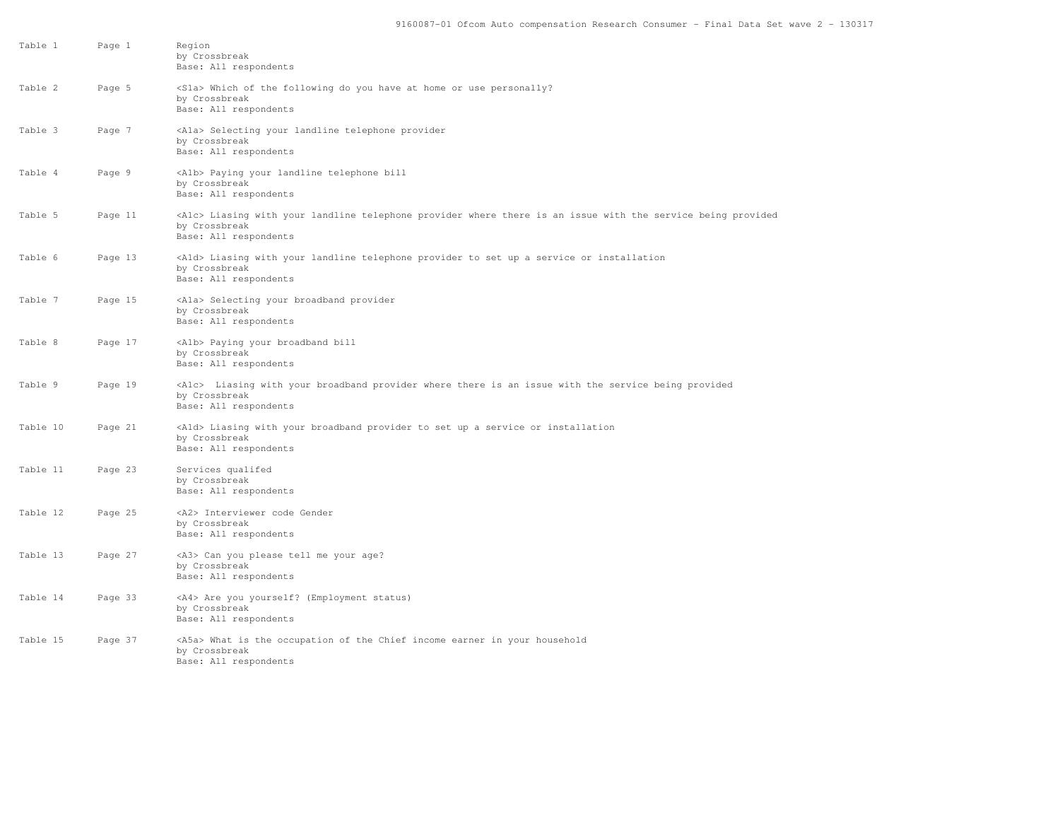9160087-01 Ofcom Auto compensation Research Consumer - Final Data Set wave 2 - 130317

| Table | Page | Description |
|---|---|---|
| Table 1 | Page 1 | Region<br>by Crossbreak<br>Base: All respondents |
| Table 2 | Page 5 | <S1a> Which of the following do you have at home or use personally?<br>by Crossbreak<br>Base: All respondents |
| Table 3 | Page 7 | <A1a> Selecting your landline telephone provider<br>by Crossbreak<br>Base: All respondents |
| Table 4 | Page 9 | <A1b> Paying your landline telephone bill<br>by Crossbreak<br>Base: All respondents |
| Table 5 | Page 11 | <A1c> Liasing with your landline telephone provider where there is an issue with the service being provided<br>by Crossbreak<br>Base: All respondents |
| Table 6 | Page 13 | <A1d> Liasing with your landline telephone provider to set up a service or installation<br>by Crossbreak<br>Base: All respondents |
| Table 7 | Page 15 | <A1a> Selecting your broadband provider<br>by Crossbreak<br>Base: All respondents |
| Table 8 | Page 17 | <A1b> Paying your broadband bill<br>by Crossbreak<br>Base: All respondents |
| Table 9 | Page 19 | <A1c> Liasing with your broadband provider where there is an issue with the service being provided<br>by Crossbreak<br>Base: All respondents |
| Table 10 | Page 21 | <A1d> Liasing with your broadband provider to set up a service or installation<br>by Crossbreak<br>Base: All respondents |
| Table 11 | Page 23 | Services qualifed<br>by Crossbreak<br>Base: All respondents |
| Table 12 | Page 25 | <A2> Interviewer code Gender<br>by Crossbreak<br>Base: All respondents |
| Table 13 | Page 27 | <A3> Can you please tell me your age?<br>by Crossbreak<br>Base: All respondents |
| Table 14 | Page 33 | <A4> Are you yourself? (Employment status)<br>by Crossbreak<br>Base: All respondents |
| Table 15 | Page 37 | <A5a> What is the occupation of the Chief income earner in your household<br>by Crossbreak<br>Base: All respondents |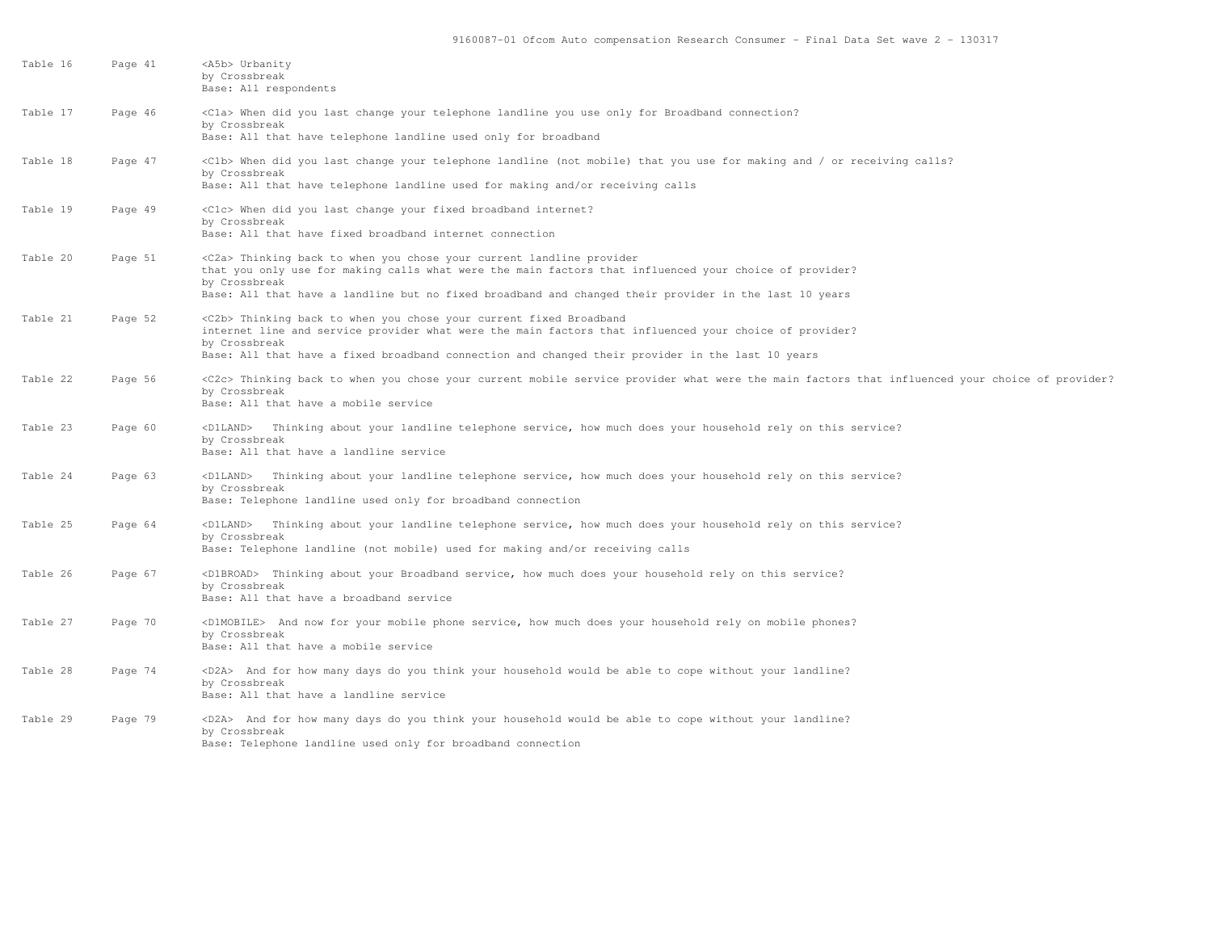| Table | Page | Description |
|---|---|---|
| Table 16 | Page 41 | <A5b> Urbanity<br>by Crossbreak<br>Base: All respondents |
| Table 17 | Page 46 | <C1a> When did you last change your telephone landline you use only for Broadband connection?<br>by Crossbreak<br>Base: All that have telephone landline used only for broadband |
| Table 18 | Page 47 | <C1b> When did you last change your telephone landline (not mobile) that you use for making and / or receiving calls?<br>by Crossbreak<br>Base: All that have telephone landline used for making and/or receiving calls |
| Table 19 | Page 49 | <C1c> When did you last change your fixed broadband internet?<br>by Crossbreak<br>Base: All that have fixed broadband internet connection |
| Table 20 | Page 51 | <C2a> Thinking back to when you chose your current landline provider that you only use for making calls what were the main factors that influenced your choice of provider?<br>by Crossbreak<br>Base: All that have a landline but no fixed broadband and changed their provider in the last 10 years |
| Table 21 | Page 52 | <C2b> Thinking back to when you chose your current fixed Broadband internet line and service provider what were the main factors that influenced your choice of provider?<br>by Crossbreak<br>Base: All that have a fixed broadband connection and changed their provider in the last 10 years |
| Table 22 | Page 56 | <C2c> Thinking back to when you chose your current mobile service provider what were the main factors that influenced your choice of provider?<br>by Crossbreak<br>Base: All that have a mobile service |
| Table 23 | Page 60 | <D1LAND> Thinking about your landline telephone service, how much does your household rely on this service?<br>by Crossbreak<br>Base: All that have a landline service |
| Table 24 | Page 63 | <D1LAND> Thinking about your landline telephone service, how much does your household rely on this service?<br>by Crossbreak<br>Base: Telephone landline used only for broadband connection |
| Table 25 | Page 64 | <D1LAND> Thinking about your landline telephone service, how much does your household rely on this service?<br>by Crossbreak<br>Base: Telephone landline (not mobile) used for making and/or receiving calls |
| Table 26 | Page 67 | <D1BROAD> Thinking about your Broadband service, how much does your household rely on this service?<br>by Crossbreak<br>Base: All that have a broadband service |
| Table 27 | Page 70 | <D1MOBILE> And now for your mobile phone service, how much does your household rely on mobile phones?<br>by Crossbreak<br>Base: All that have a mobile service |
| Table 28 | Page 74 | <D2A> And for how many days do you think your household would be able to cope without your landline?<br>by Crossbreak<br>Base: All that have a landline service |
| Table 29 | Page 79 | <D2A> And for how many days do you think your household would be able to cope without your landline?<br>by Crossbreak<br>Base: Telephone landline used only for broadband connection |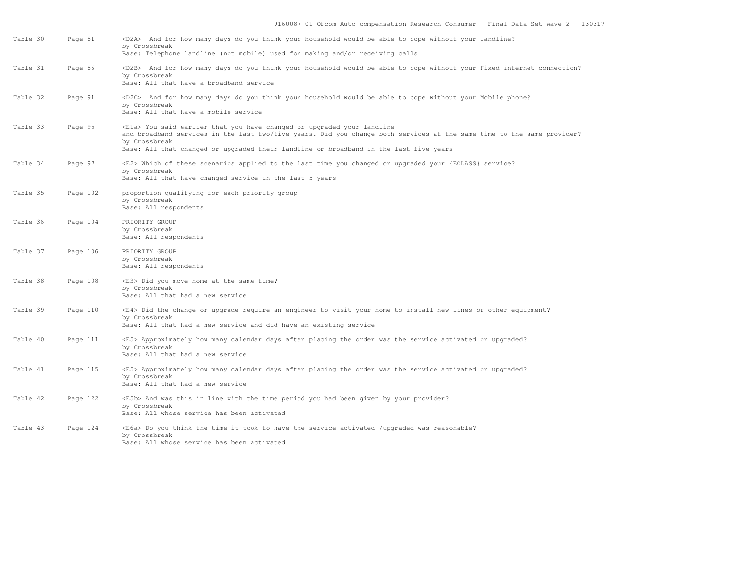| Table | Page | Description |
|---|---|---|
| Table 30 | Page 81 | <D2A> And for how many days do you think your household would be able to cope without your landline?<br>by Crossbreak<br>Base: Telephone landline (not mobile) used for making and/or receiving calls |
| Table 31 | Page 86 | <D2B> And for how many days do you think your household would be able to cope without your Fixed internet connection?<br>by Crossbreak<br>Base: All that have a broadband service |
| Table 32 | Page 91 | <D2C> And for how many days do you think your household would be able to cope without your Mobile phone?<br>by Crossbreak<br>Base: All that have a mobile service |
| Table 33 | Page 95 | <E1a> You said earlier that you have changed or upgraded your landline and broadband services in the last two/five years. Did you change both services at the same time to the same provider?<br>by Crossbreak<br>Base: All that changed or upgraded their landline or broadband in the last five years |
| Table 34 | Page 97 | <E2> Which of these scenarios applied to the last time you changed or upgraded your {ECLASS} service?<br>by Crossbreak<br>Base: All that have changed service in the last 5 years |
| Table 35 | Page 102 | proportion qualifying for each priority group<br>by Crossbreak<br>Base: All respondents |
| Table 36 | Page 104 | PRIORITY GROUP<br>by Crossbreak<br>Base: All respondents |
| Table 37 | Page 106 | PRIORITY GROUP<br>by Crossbreak<br>Base: All respondents |
| Table 38 | Page 108 | <E3> Did you move home at the same time?<br>by Crossbreak<br>Base: All that had a new service |
| Table 39 | Page 110 | <E4> Did the change or upgrade require an engineer to visit your home to install new lines or other equipment?<br>by Crossbreak<br>Base: All that had a new service and did have an existing service |
| Table 40 | Page 111 | <E5> Approximately how many calendar days after placing the order was the service activated or upgraded?<br>by Crossbreak<br>Base: All that had a new service |
| Table 41 | Page 115 | <E5> Approximately how many calendar days after placing the order was the service activated or upgraded?<br>by Crossbreak<br>Base: All that had a new service |
| Table 42 | Page 122 | <E5b> And was this in line with the time period you had been given by your provider?<br>by Crossbreak<br>Base: All whose service has been activated |
| Table 43 | Page 124 | <E6a> Do you think the time it took to have the service activated /upgraded was reasonable?<br>by Crossbreak<br>Base: All whose service has been activated |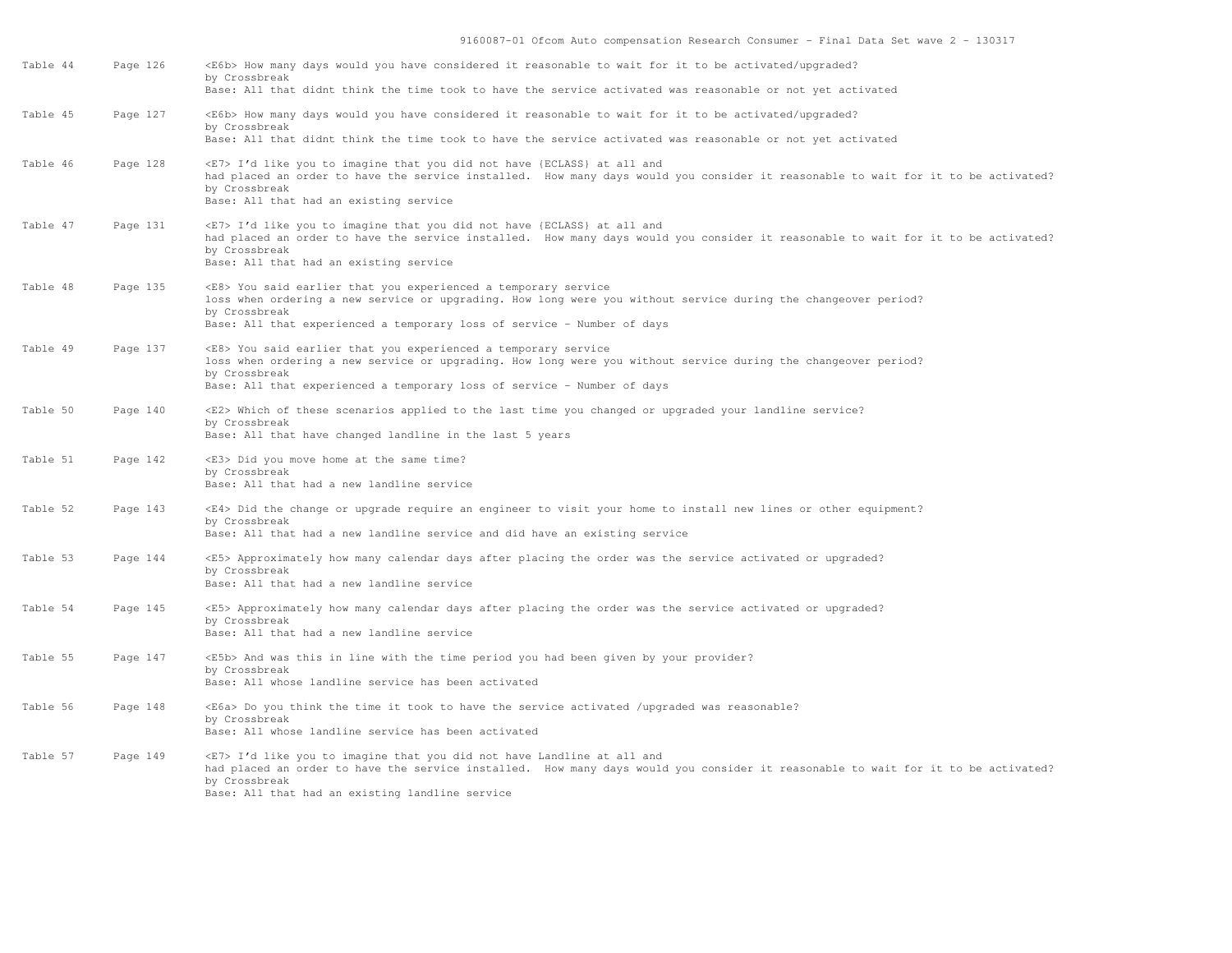| Table | Page | Description |
| --- | --- | --- |
| Table 44 | Page 126 | <E6b> How many days would you have considered it reasonable to wait for it to be activated/upgraded?<br>by Crossbreak<br>Base: All that didnt think the time took to have the service activated was reasonable or not yet activated |
| Table 45 | Page 127 | <E6b> How many days would you have considered it reasonable to wait for it to be activated/upgraded?<br>by Crossbreak<br>Base: All that didnt think the time took to have the service activated was reasonable or not yet activated |
| Table 46 | Page 128 | <E7> I'd like you to imagine that you did not have {ECLASS} at all and had placed an order to have the service installed. How many days would you consider it reasonable to wait for it to be activated?<br>by Crossbreak<br>Base: All that had an existing service |
| Table 47 | Page 131 | <E7> I'd like you to imagine that you did not have {ECLASS} at all and had placed an order to have the service installed. How many days would you consider it reasonable to wait for it to be activated?<br>by Crossbreak<br>Base: All that had an existing service |
| Table 48 | Page 135 | <E8> You said earlier that you experienced a temporary service loss when ordering a new service or upgrading. How long were you without service during the changeover period?<br>by Crossbreak<br>Base: All that experienced a temporary loss of service - Number of days |
| Table 49 | Page 137 | <E8> You said earlier that you experienced a temporary service loss when ordering a new service or upgrading. How long were you without service during the changeover period?<br>by Crossbreak<br>Base: All that experienced a temporary loss of service - Number of days |
| Table 50 | Page 140 | <E2> Which of these scenarios applied to the last time you changed or upgraded your landline service?<br>by Crossbreak<br>Base: All that have changed landline in the last 5 years |
| Table 51 | Page 142 | <E3> Did you move home at the same time?<br>by Crossbreak<br>Base: All that had a new landline service |
| Table 52 | Page 143 | <E4> Did the change or upgrade require an engineer to visit your home to install new lines or other equipment?<br>by Crossbreak<br>Base: All that had a new landline service and did have an existing service |
| Table 53 | Page 144 | <E5> Approximately how many calendar days after placing the order was the service activated or upgraded?<br>by Crossbreak<br>Base: All that had a new landline service |
| Table 54 | Page 145 | <E5> Approximately how many calendar days after placing the order was the service activated or upgraded?<br>by Crossbreak<br>Base: All that had a new landline service |
| Table 55 | Page 147 | <E5b> And was this in line with the time period you had been given by your provider?<br>by Crossbreak<br>Base: All whose landline service has been activated |
| Table 56 | Page 148 | <E6a> Do you think the time it took to have the service activated /upgraded was reasonable?<br>by Crossbreak<br>Base: All whose landline service has been activated |
| Table 57 | Page 149 | <E7> I'd like you to imagine that you did not have Landline at all and had placed an order to have the service installed. How many days would you consider it reasonable to wait for it to be activated?<br>by Crossbreak<br>Base: All that had an existing landline service |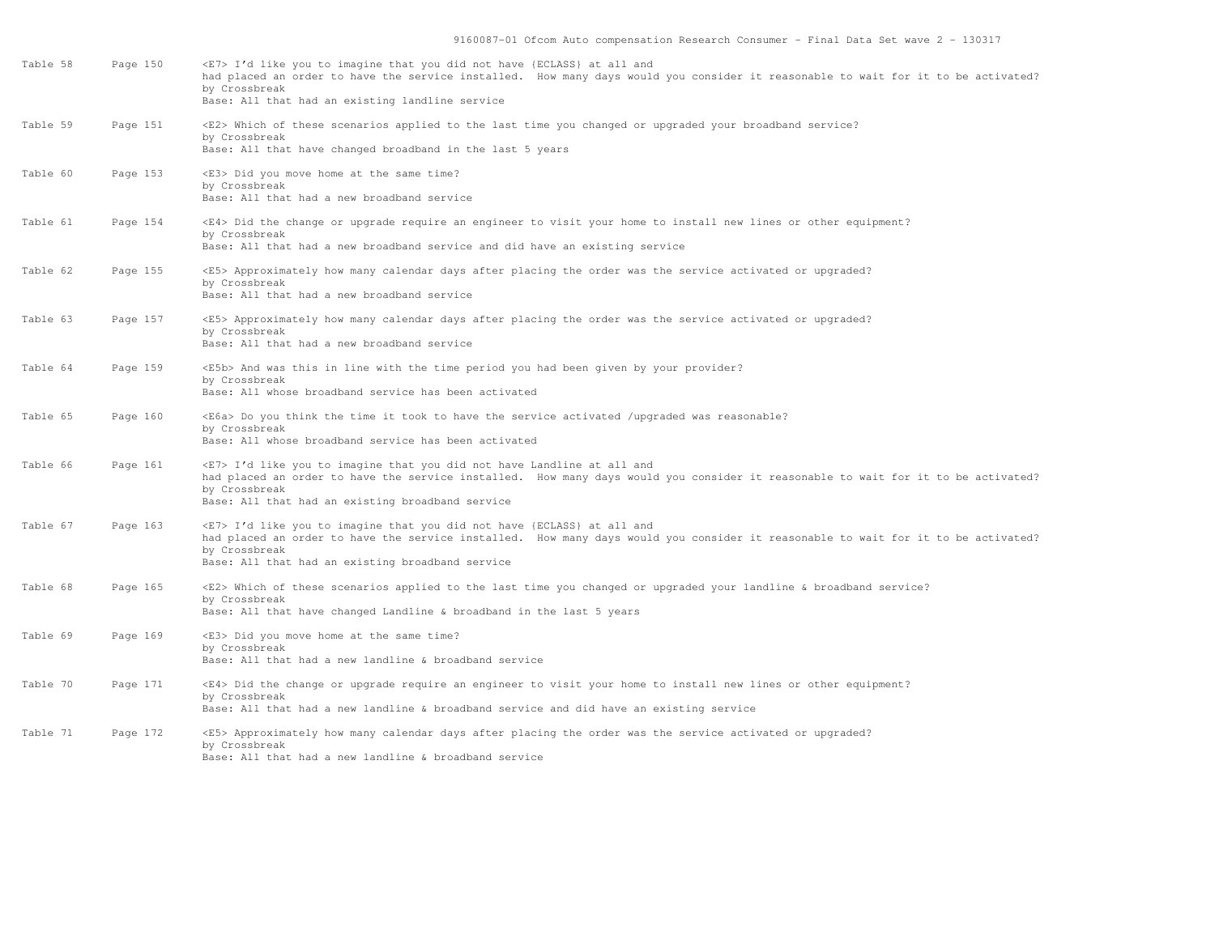| Table | Page | Description |
|---|---|---|
| Table 58 | Page 150 | <E7> I'd like you to imagine that you did not have {ECLASS} at all and had placed an order to have the service installed.  How many days would you consider it reasonable to wait for it to be activated?<br>by Crossbreak<br>Base: All that had an existing landline service |
| Table 59 | Page 151 | <E2> Which of these scenarios applied to the last time you changed or upgraded your broadband service?<br>by Crossbreak<br>Base: All that have changed broadband in the last 5 years |
| Table 60 | Page 153 | <E3> Did you move home at the same time?<br>by Crossbreak<br>Base: All that had a new broadband service |
| Table 61 | Page 154 | <E4> Did the change or upgrade require an engineer to visit your home to install new lines or other equipment?<br>by Crossbreak<br>Base: All that had a new broadband service and did have an existing service |
| Table 62 | Page 155 | <E5> Approximately how many calendar days after placing the order was the service activated or upgraded?<br>by Crossbreak<br>Base: All that had a new broadband service |
| Table 63 | Page 157 | <E5> Approximately how many calendar days after placing the order was the service activated or upgraded?<br>by Crossbreak<br>Base: All that had a new broadband service |
| Table 64 | Page 159 | <E5b> And was this in line with the time period you had been given by your provider?<br>by Crossbreak<br>Base: All whose broadband service has been activated |
| Table 65 | Page 160 | <E6a> Do you think the time it took to have the service activated /upgraded was reasonable?<br>by Crossbreak<br>Base: All whose broadband service has been activated |
| Table 66 | Page 161 | <E7> I'd like you to imagine that you did not have Landline at all and had placed an order to have the service installed.  How many days would you consider it reasonable to wait for it to be activated?<br>by Crossbreak<br>Base: All that had an existing broadband service |
| Table 67 | Page 163 | <E7> I'd like you to imagine that you did not have {ECLASS} at all and had placed an order to have the service installed.  How many days would you consider it reasonable to wait for it to be activated?<br>by Crossbreak<br>Base: All that had an existing broadband service |
| Table 68 | Page 165 | <E2> Which of these scenarios applied to the last time you changed or upgraded your landline & broadband service?<br>by Crossbreak<br>Base: All that have changed Landline & broadband in the last 5 years |
| Table 69 | Page 169 | <E3> Did you move home at the same time?<br>by Crossbreak<br>Base: All that had a new landline & broadband service |
| Table 70 | Page 171 | <E4> Did the change or upgrade require an engineer to visit your home to install new lines or other equipment?<br>by Crossbreak<br>Base: All that had a new landline & broadband service and did have an existing service |
| Table 71 | Page 172 | <E5> Approximately how many calendar days after placing the order was the service activated or upgraded?<br>by Crossbreak<br>Base: All that had a new landline & broadband service |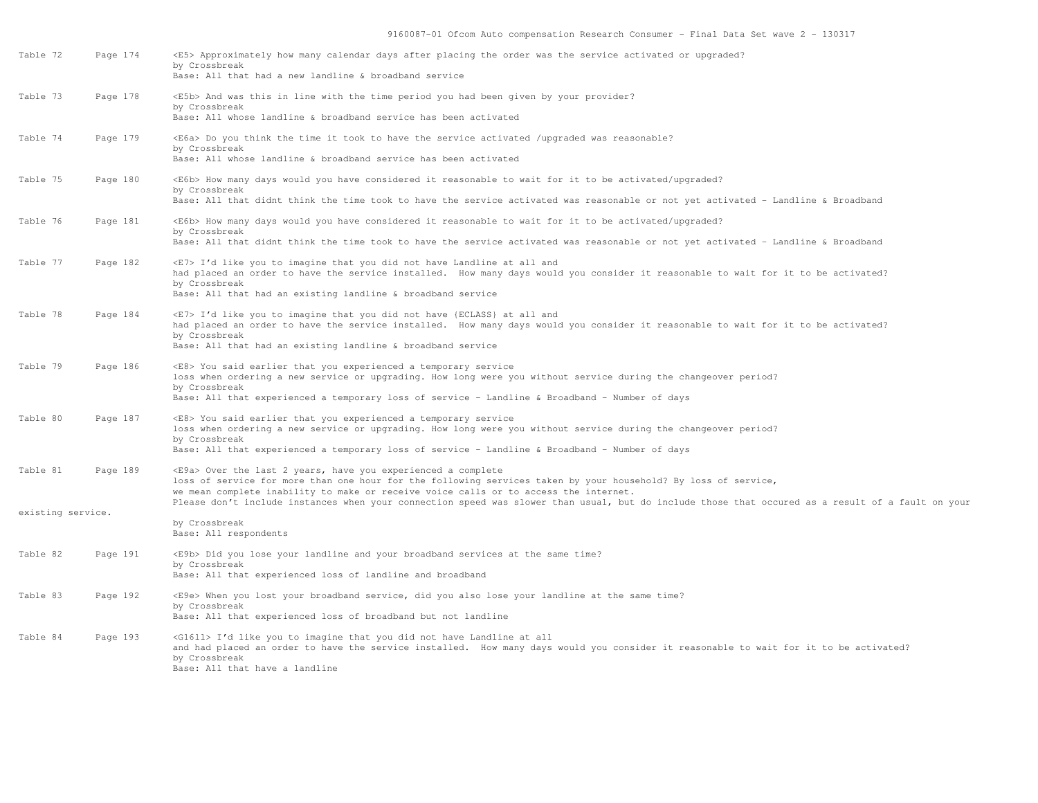| Table | Page | Description |
| --- | --- | --- |
| Table 72 | Page 174 | <E5> Approximately how many calendar days after placing the order was the service activated or upgraded?<br>by Crossbreak<br>Base: All that had a new landline & broadband service |
| Table 73 | Page 178 | <E5b> And was this in line with the time period you had been given by your provider?<br>by Crossbreak<br>Base: All whose landline & broadband service has been activated |
| Table 74 | Page 179 | <E6a> Do you think the time it took to have the service activated /upgraded was reasonable?<br>by Crossbreak<br>Base: All whose landline & broadband service has been activated |
| Table 75 | Page 180 | <E6b> How many days would you have considered it reasonable to wait for it to be activated/upgraded?<br>by Crossbreak<br>Base: All that didnt think the time took to have the service activated was reasonable or not yet activated - Landline & Broadband |
| Table 76 | Page 181 | <E6b> How many days would you have considered it reasonable to wait for it to be activated/upgraded?<br>by Crossbreak<br>Base: All that didnt think the time took to have the service activated was reasonable or not yet activated - Landline & Broadband |
| Table 77 | Page 182 | <E7> I'd like you to imagine that you did not have Landline at all and had placed an order to have the service installed. How many days would you consider it reasonable to wait for it to be activated?<br>by Crossbreak<br>Base: All that had an existing landline & broadband service |
| Table 78 | Page 184 | <E7> I'd like you to imagine that you did not have {ECLASS} at all and had placed an order to have the service installed. How many days would you consider it reasonable to wait for it to be activated?<br>by Crossbreak<br>Base: All that had an existing landline & broadband service |
| Table 79 | Page 186 | <E8> You said earlier that you experienced a temporary service loss when ordering a new service or upgrading. How long were you without service during the changeover period?<br>by Crossbreak<br>Base: All that experienced a temporary loss of service - Landline & Broadband - Number of days |
| Table 80 | Page 187 | <E8> You said earlier that you experienced a temporary service loss when ordering a new service or upgrading. How long were you without service during the changeover period?<br>by Crossbreak<br>Base: All that experienced a temporary loss of service - Landline & Broadband - Number of days |
| Table 81 | Page 189 | <E9a> Over the last 2 years, have you experienced a complete loss of service for more than one hour for the following services taken by your household? By loss of service, we mean complete inability to make or receive voice calls or to access the internet. Please don't include instances when your connection speed was slower than usual, but do include those that occured as a result of a fault on your existing service.<br>by Crossbreak<br>Base: All respondents |
| Table 82 | Page 191 | <E9b> Did you lose your landline and your broadband services at the same time?<br>by Crossbreak<br>Base: All that experienced loss of landline and broadband |
| Table 83 | Page 192 | <E9e> When you lost your broadband service, did you also lose your landline at the same time?<br>by Crossbreak<br>Base: All that experienced loss of broadband but not landline |
| Table 84 | Page 193 | <G16l1> I'd like you to imagine that you did not have Landline at all and had placed an order to have the service installed. How many days would you consider it reasonable to wait for it to be activated?<br>by Crossbreak<br>Base: All that have a landline |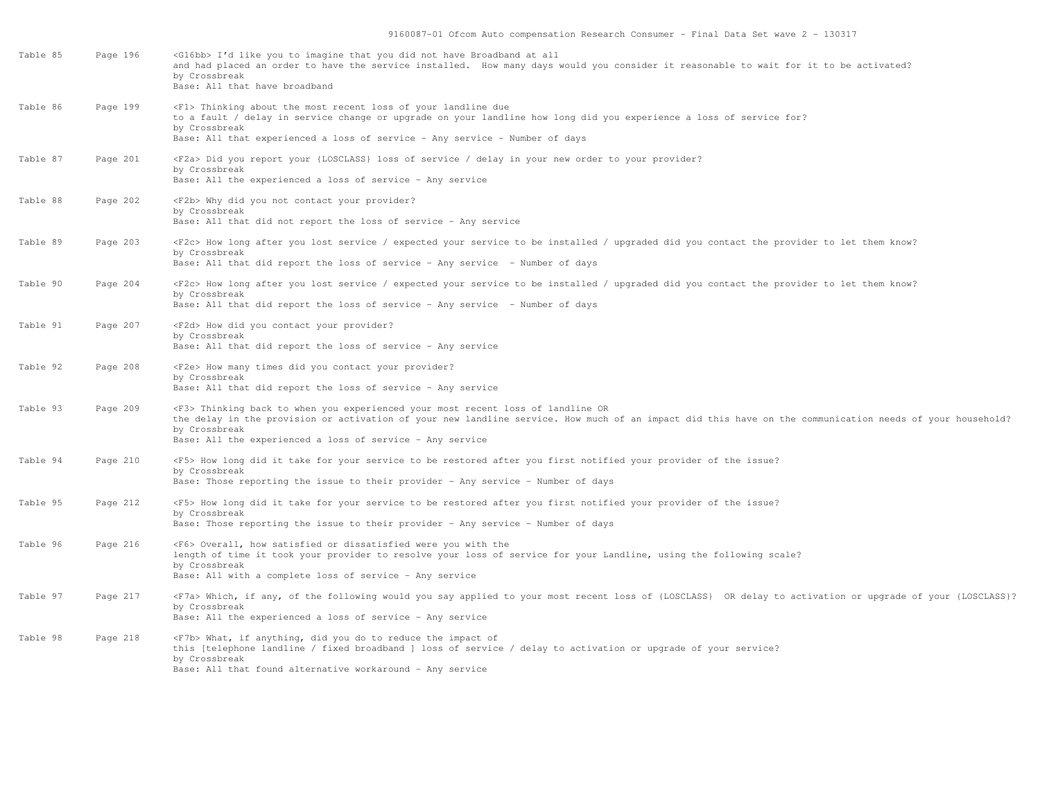| Table | Page | Description |
|---|---|---|
| Table 85 | Page 196 | <G16bb> I'd like you to imagine that you did not have Broadband at all and had placed an order to have the service installed. How many days would you consider it reasonable to wait for it to be activated?<br>by Crossbreak<br>Base: All that have broadband |
| Table 86 | Page 199 | <F1> Thinking about the most recent loss of your landline due to a fault / delay in service change or upgrade on your landline how long did you experience a loss of service for?<br>by Crossbreak<br>Base: All that experienced a loss of service - Any service - Number of days |
| Table 87 | Page 201 | <F2a> Did you report your {LOSCLASS} loss of service / delay in your new order to your provider?<br>by Crossbreak<br>Base: All the experienced a loss of service - Any service |
| Table 88 | Page 202 | <F2b> Why did you not contact your provider?<br>by Crossbreak<br>Base: All that did not report the loss of service - Any service |
| Table 89 | Page 203 | <F2c> How long after you lost service / expected your service to be installed / upgraded did you contact the provider to let them know?<br>by Crossbreak<br>Base: All that did report the loss of service - Any service - Number of days |
| Table 90 | Page 204 | <F2c> How long after you lost service / expected your service to be installed / upgraded did you contact the provider to let them know?<br>by Crossbreak<br>Base: All that did report the loss of service - Any service - Number of days |
| Table 91 | Page 207 | <F2d> How did you contact your provider?<br>by Crossbreak<br>Base: All that did report the loss of service - Any service |
| Table 92 | Page 208 | <F2e> How many times did you contact your provider?<br>by Crossbreak<br>Base: All that did report the loss of service - Any service |
| Table 93 | Page 209 | <F3> Thinking back to when you experienced your most recent loss of landline OR the delay in the provision or activation of your new landline service. How much of an impact did this have on the communication needs of your household?<br>by Crossbreak<br>Base: All the experienced a loss of service - Any service |
| Table 94 | Page 210 | <F5> How long did it take for your service to be restored after you first notified your provider of the issue?<br>by Crossbreak<br>Base: Those reporting the issue to their provider - Any service - Number of days |
| Table 95 | Page 212 | <F5> How long did it take for your service to be restored after you first notified your provider of the issue?<br>by Crossbreak<br>Base: Those reporting the issue to their provider - Any service - Number of days |
| Table 96 | Page 216 | <F6> Overall, how satisfied or dissatisfied were you with the length of time it took your provider to resolve your loss of service for your Landline, using the following scale?<br>by Crossbreak<br>Base: All with a complete loss of service - Any service |
| Table 97 | Page 217 | <F7a> Which, if any, of the following would you say applied to your most recent loss of {LOSCLASS} OR delay to activation or upgrade of your {LOSCLASS}?<br>by Crossbreak<br>Base: All the experienced a loss of service - Any service |
| Table 98 | Page 218 | <F7b> What, if anything, did you do to reduce the impact of this [telephone landline / fixed broadband ] loss of service / delay to activation or upgrade of your service?<br>by Crossbreak<br>Base: All that found alternative workaround - Any service |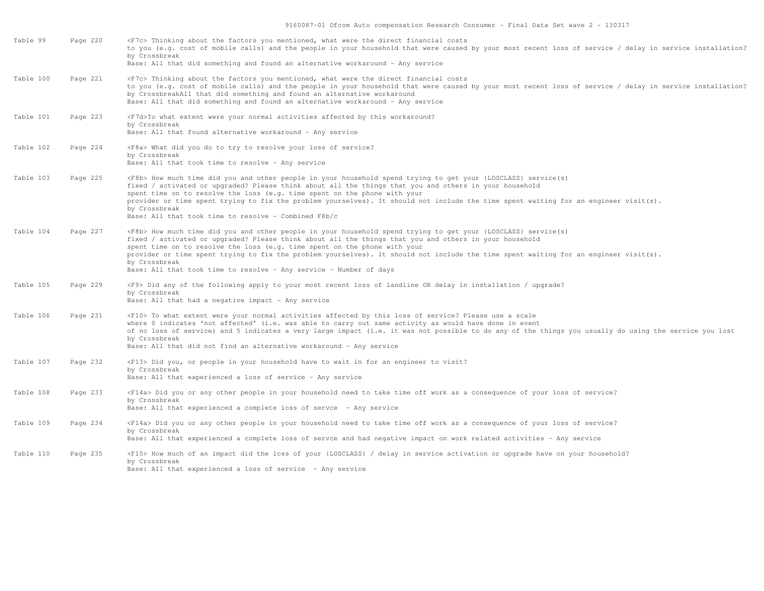| Table | Page | Description |
|---|---|---|
| Table 99 | Page 220 | <F7c> Thinking about the factors you mentioned, what were the direct financial costs to you (e.g. cost of mobile calls) and the people in your household that were caused by your most recent loss of service / delay in service installation? by Crossbreak Base: All that did something and found an alternative workaround - Any service |
| Table 100 | Page 221 | <F7c> Thinking about the factors you mentioned, what were the direct financial costs to you (e.g. cost of mobile calls) and the people in your household that were caused by your most recent loss of service / delay in service installation? by CrossbreakAll that did something and found an alternative workaround Base: All that did something and found an alternative workaround - Any service |
| Table 101 | Page 223 | <F7d>To what extent were your normal activities affected by this workaround? by Crossbreak Base: All that found alternative workaround - Any service |
| Table 102 | Page 224 | <F8a> What did you do to try to resolve your loss of service? by Crossbreak Base: All that took time to resolve - Any service |
| Table 103 | Page 225 | <F8b> How much time did you and other people in your household spend trying to get your {LOSCLASS} service(s) fixed / activated or upgraded? Please think about all the things that you and others in your household spent time on to resolve the loss (e.g. time spent on the phone with your provider or time spent trying to fix the problem yourselves). It should not include the time spent waiting for an engineer visit(s). by Crossbreak Base: All that took time to resolve - Combined F8b/c |
| Table 104 | Page 227 | <F8b> How much time did you and other people in your household spend trying to get your {LOSCLASS} service(s) fixed / activated or upgraded? Please think about all the things that you and others in your household spent time on to resolve the loss (e.g. time spent on the phone with your provider or time spent trying to fix the problem yourselves). It should not include the time spent waiting for an engineer visit(s). by Crossbreak Base: All that took time to resolve - Any service - Number of days |
| Table 105 | Page 229 | <F9> Did any of the following apply to your most recent loss of landline OR delay in installation / upgrade? by Crossbreak Base: All that had a negative impact - Any service |
| Table 106 | Page 231 | <F10> To what extent were your normal activities affected by this loss of service? Please use a scale where 0 indicates 'not affected' (i.e. was able to carry out same activity as would have done in event of no loss of service) and 5 indicates a very large impact (i.e. it was not possible to do any of the things you usually do using the service you lost by Crossbreak Base: All that did not find an alternative workaround - Any service |
| Table 107 | Page 232 | <F13> Did you, or people in your household have to wait in for an engineer to visit? by Crossbreak Base: All that experienced a loss of service - Any service |
| Table 108 | Page 233 | <F14a> Did you or any other people in your household need to take time off work as a consequence of your loss of service? by Crossbreak Base: All that experienced a complete loss of servce - Any service |
| Table 109 | Page 234 | <F14a> Did you or any other people in your household need to take time off work as a consequence of your loss of service? by Crossbreak Base: All that experienced a complete loss of servce and had negative impact on work related activities - Any service |
| Table 110 | Page 235 | <F15> How much of an impact did the loss of your {LOSCLASS} / delay in service activation or upgrade have on your household? by Crossbreak Base: All that experienced a loss of service - Any service |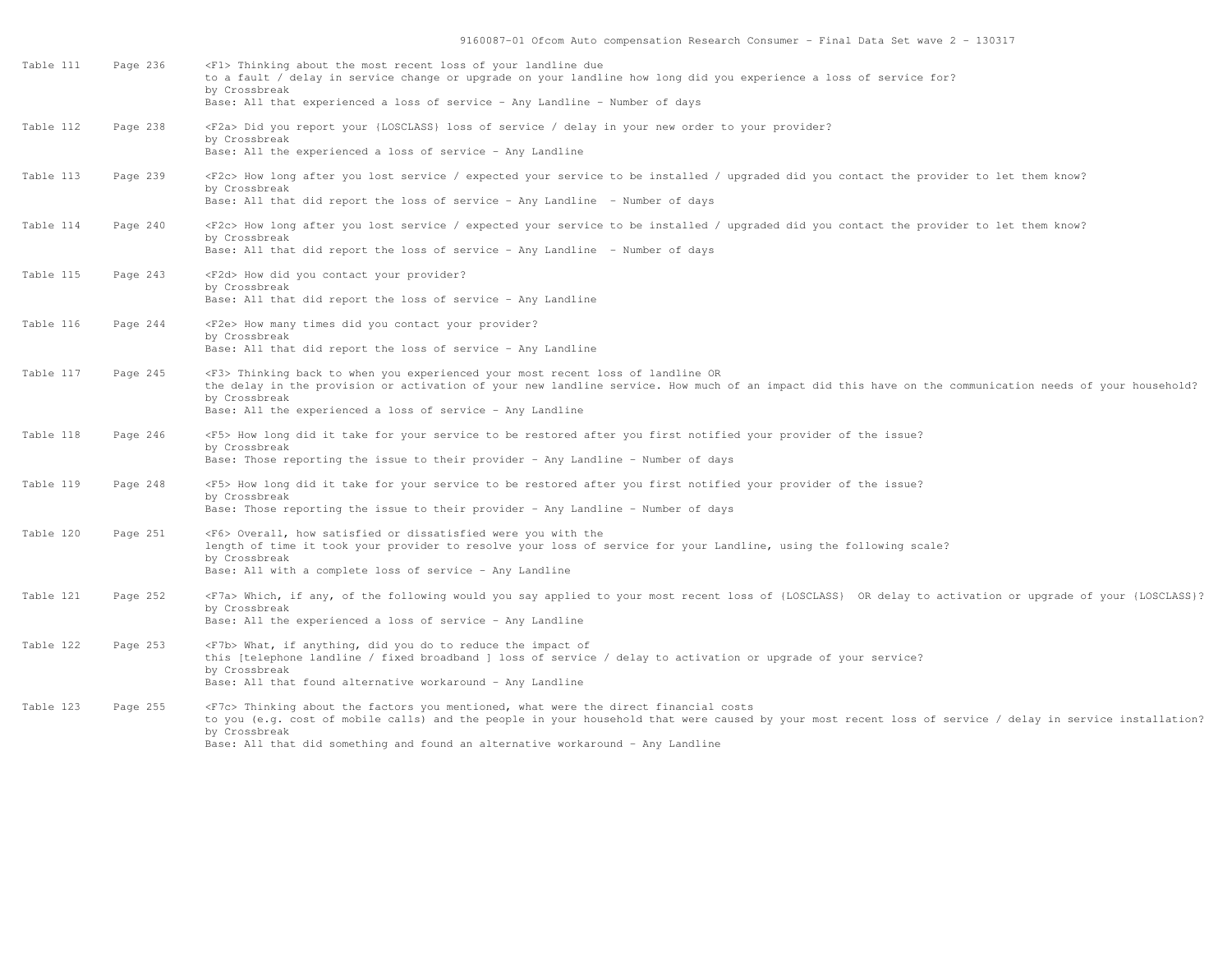| Table | Page | Description |
|---|---|---|
| Table 111 | Page 236 | <F1> Thinking about the most recent loss of your landline due to a fault / delay in service change or upgrade on your landline how long did you experience a loss of service for?<br>by Crossbreak<br>Base: All that experienced a loss of service - Any Landline - Number of days |
| Table 112 | Page 238 | <F2a> Did you report your {LOSCLASS} loss of service / delay in your new order to your provider?<br>by Crossbreak<br>Base: All the experienced a loss of service - Any Landline |
| Table 113 | Page 239 | <F2c> How long after you lost service / expected your service to be installed / upgraded did you contact the provider to let them know?<br>by Crossbreak<br>Base: All that did report the loss of service - Any Landline - Number of days |
| Table 114 | Page 240 | <F2c> How long after you lost service / expected your service to be installed / upgraded did you contact the provider to let them know?<br>by Crossbreak<br>Base: All that did report the loss of service - Any Landline - Number of days |
| Table 115 | Page 243 | <F2d> How did you contact your provider?<br>by Crossbreak<br>Base: All that did report the loss of service - Any Landline |
| Table 116 | Page 244 | <F2e> How many times did you contact your provider?<br>by Crossbreak<br>Base: All that did report the loss of service - Any Landline |
| Table 117 | Page 245 | <F3> Thinking back to when you experienced your most recent loss of landline OR the delay in the provision or activation of your new landline service. How much of an impact did this have on the communication needs of your household?<br>by Crossbreak<br>Base: All the experienced a loss of service - Any Landline |
| Table 118 | Page 246 | <F5> How long did it take for your service to be restored after you first notified your provider of the issue?<br>by Crossbreak<br>Base: Those reporting the issue to their provider - Any Landline - Number of days |
| Table 119 | Page 248 | <F5> How long did it take for your service to be restored after you first notified your provider of the issue?<br>by Crossbreak<br>Base: Those reporting the issue to their provider - Any Landline - Number of days |
| Table 120 | Page 251 | <F6> Overall, how satisfied or dissatisfied were you with the length of time it took your provider to resolve your loss of service for your Landline, using the following scale?<br>by Crossbreak<br>Base: All with a complete loss of service - Any Landline |
| Table 121 | Page 252 | <F7a> Which, if any, of the following would you say applied to your most recent loss of {LOSCLASS} OR delay to activation or upgrade of your {LOSCLASS}?<br>by Crossbreak<br>Base: All the experienced a loss of service - Any Landline |
| Table 122 | Page 253 | <F7b> What, if anything, did you do to reduce the impact of this [telephone landline / fixed broadband ] loss of service / delay to activation or upgrade of your service?<br>by Crossbreak<br>Base: All that found alternative workaround - Any Landline |
| Table 123 | Page 255 | <F7c> Thinking about the factors you mentioned, what were the direct financial costs to you (e.g. cost of mobile calls) and the people in your household that were caused by your most recent loss of service / delay in service installation?<br>by Crossbreak<br>Base: All that did something and found an alternative workaround - Any Landline |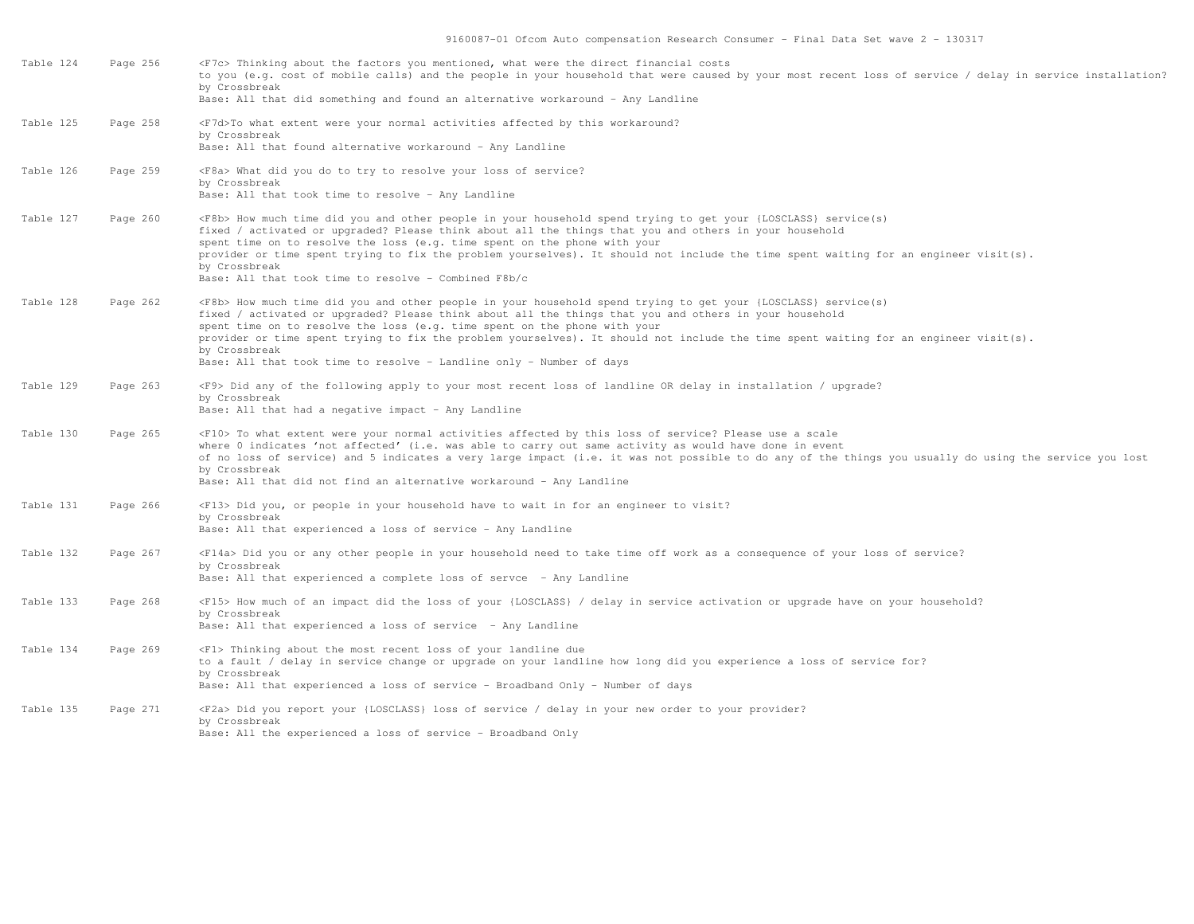| Table | Page | Description |
|---|---|---|
| Table 124 | Page 256 | <F7c> Thinking about the factors you mentioned, what were the direct financial costs to you (e.g. cost of mobile calls) and the people in your household that were caused by your most recent loss of service / delay in service installation? by Crossbreak Base: All that did something and found an alternative workaround - Any Landline |
| Table 125 | Page 258 | <F7d>To what extent were your normal activities affected by this workaround? by Crossbreak Base: All that found alternative workaround - Any Landline |
| Table 126 | Page 259 | <F8a> What did you do to try to resolve your loss of service? by Crossbreak Base: All that took time to resolve - Any Landline |
| Table 127 | Page 260 | <F8b> How much time did you and other people in your household spend trying to get your {LOSCLASS} service(s) fixed / activated or upgraded? Please think about all the things that you and others in your household spent time on to resolve the loss (e.g. time spent on the phone with your provider or time spent trying to fix the problem yourselves). It should not include the time spent waiting for an engineer visit(s). by Crossbreak Base: All that took time to resolve - Combined F8b/c |
| Table 128 | Page 262 | <F8b> How much time did you and other people in your household spend trying to get your {LOSCLASS} service(s) fixed / activated or upgraded? Please think about all the things that you and others in your household spent time on to resolve the loss (e.g. time spent on the phone with your provider or time spent trying to fix the problem yourselves). It should not include the time spent waiting for an engineer visit(s). by Crossbreak Base: All that took time to resolve - Landline only - Number of days |
| Table 129 | Page 263 | <F9> Did any of the following apply to your most recent loss of landline OR delay in installation / upgrade? by Crossbreak Base: All that had a negative impact - Any Landline |
| Table 130 | Page 265 | <F10> To what extent were your normal activities affected by this loss of service? Please use a scale where 0 indicates 'not affected' (i.e. was able to carry out same activity as would have done in event of no loss of service) and 5 indicates a very large impact (i.e. it was not possible to do any of the things you usually do using the service you lost by Crossbreak Base: All that did not find an alternative workaround - Any Landline |
| Table 131 | Page 266 | <F13> Did you, or people in your household have to wait in for an engineer to visit? by Crossbreak Base: All that experienced a loss of service - Any Landline |
| Table 132 | Page 267 | <F14a> Did you or any other people in your household need to take time off work as a consequence of your loss of service? by Crossbreak Base: All that experienced a complete loss of servce - Any Landline |
| Table 133 | Page 268 | <F15> How much of an impact did the loss of your {LOSCLASS} / delay in service activation or upgrade have on your household? by Crossbreak Base: All that experienced a loss of service - Any Landline |
| Table 134 | Page 269 | <F1> Thinking about the most recent loss of your landline due to a fault / delay in service change or upgrade on your landline how long did you experience a loss of service for? by Crossbreak Base: All that experienced a loss of service - Broadband Only - Number of days |
| Table 135 | Page 271 | <F2a> Did you report your {LOSCLASS} loss of service / delay in your new order to your provider? by Crossbreak Base: All the experienced a loss of service - Broadband Only |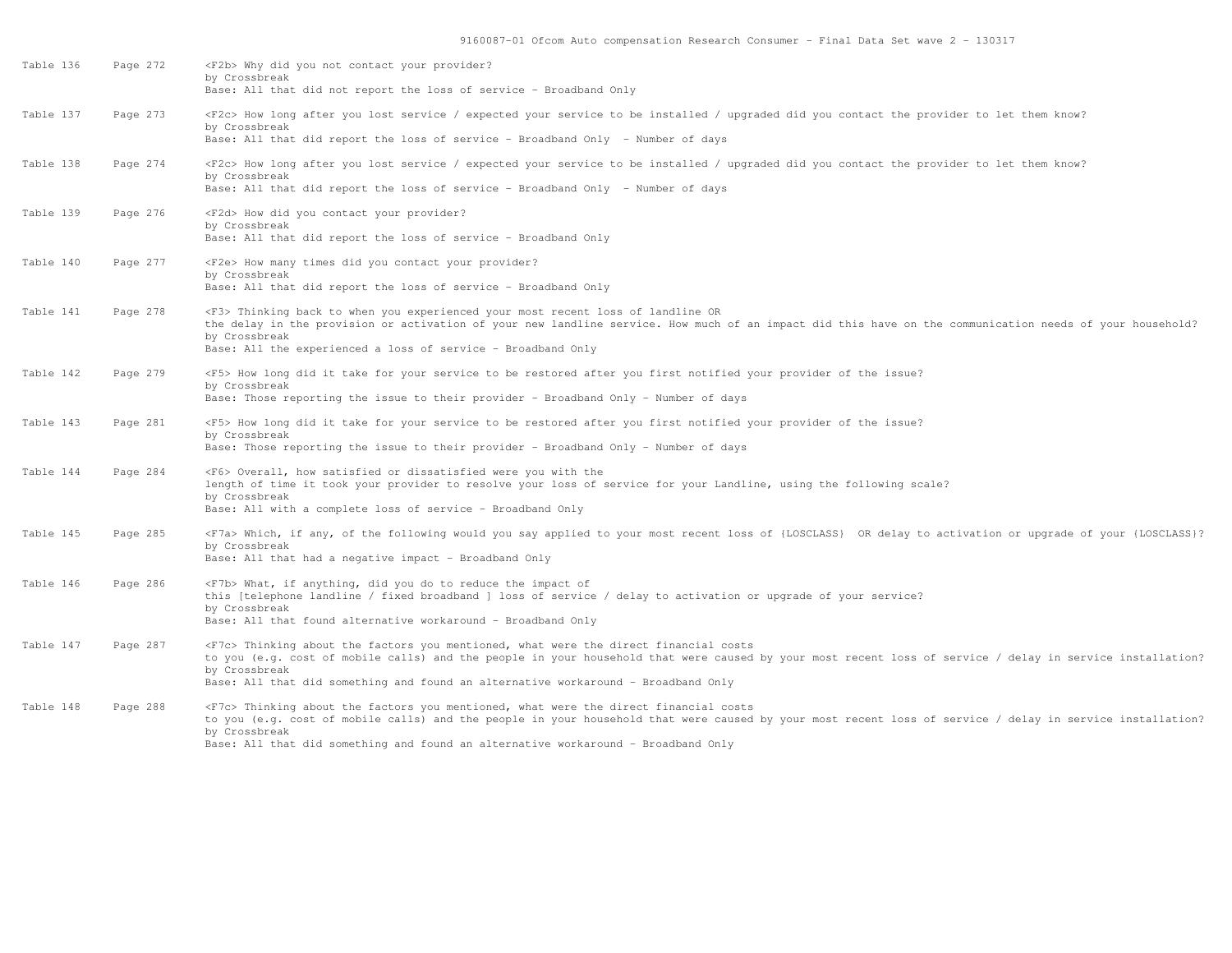| | | |
|---|---|---|
| Table 136 | Page 272 | <F2b> Why did you not contact your provider?<br>by Crossbreak<br>Base: All that did not report the loss of service - Broadband Only |
| Table 137 | Page 273 | <F2c> How long after you lost service / expected your service to be installed / upgraded did you contact the provider to let them know?<br>by Crossbreak<br>Base: All that did report the loss of service - Broadband Only - Number of days |
| Table 138 | Page 274 | <F2c> How long after you lost service / expected your service to be installed / upgraded did you contact the provider to let them know?<br>by Crossbreak<br>Base: All that did report the loss of service - Broadband Only - Number of days |
| Table 139 | Page 276 | <F2d> How did you contact your provider?<br>by Crossbreak<br>Base: All that did report the loss of service - Broadband Only |
| Table 140 | Page 277 | <F2e> How many times did you contact your provider?<br>by Crossbreak<br>Base: All that did report the loss of service - Broadband Only |
| Table 141 | Page 278 | <F3> Thinking back to when you experienced your most recent loss of landline OR the delay in the provision or activation of your new landline service. How much of an impact did this have on the communication needs of your household?<br>by Crossbreak<br>Base: All the experienced a loss of service - Broadband Only |
| Table 142 | Page 279 | <F5> How long did it take for your service to be restored after you first notified your provider of the issue?<br>by Crossbreak<br>Base: Those reporting the issue to their provider - Broadband Only - Number of days |
| Table 143 | Page 281 | <F5> How long did it take for your service to be restored after you first notified your provider of the issue?<br>by Crossbreak<br>Base: Those reporting the issue to their provider - Broadband Only - Number of days |
| Table 144 | Page 284 | <F6> Overall, how satisfied or dissatisfied were you with the length of time it took your provider to resolve your loss of service for your Landline, using the following scale?<br>by Crossbreak<br>Base: All with a complete loss of service - Broadband Only |
| Table 145 | Page 285 | <F7a> Which, if any, of the following would you say applied to your most recent loss of {LOSCLASS} OR delay to activation or upgrade of your {LOSCLASS}?<br>by Crossbreak<br>Base: All that had a negative impact - Broadband Only |
| Table 146 | Page 286 | <F7b> What, if anything, did you do to reduce the impact of this [telephone landline / fixed broadband ] loss of service / delay to activation or upgrade of your service?<br>by Crossbreak<br>Base: All that found alternative workaround - Broadband Only |
| Table 147 | Page 287 | <F7c> Thinking about the factors you mentioned, what were the direct financial costs to you (e.g. cost of mobile calls) and the people in your household that were caused by your most recent loss of service / delay in service installation?<br>by Crossbreak<br>Base: All that did something and found an alternative workaround - Broadband Only |
| Table 148 | Page 288 | <F7c> Thinking about the factors you mentioned, what were the direct financial costs to you (e.g. cost of mobile calls) and the people in your household that were caused by your most recent loss of service / delay in service installation?<br>by Crossbreak<br>Base: All that did something and found an alternative workaround - Broadband Only |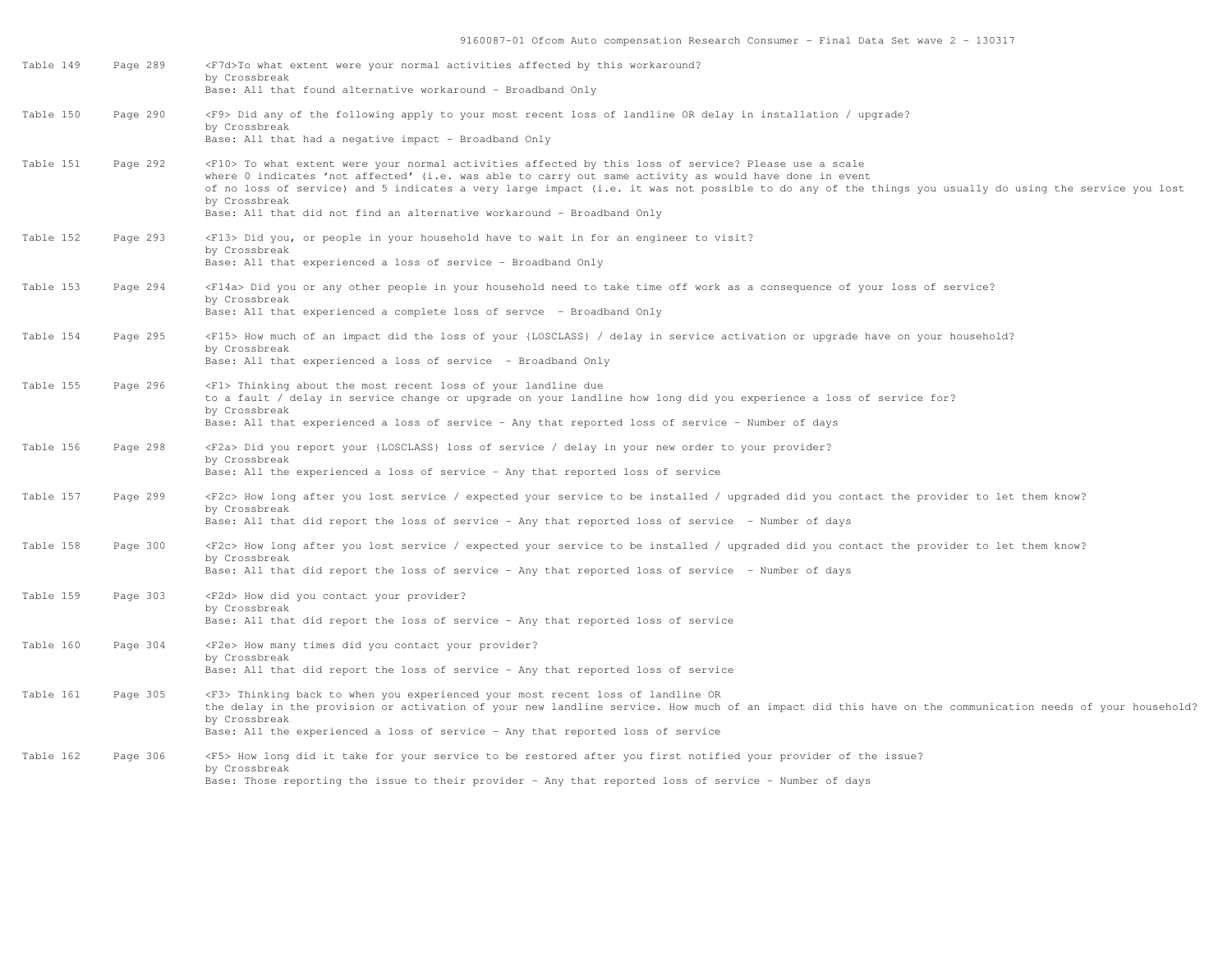| Table | Page | Description |
|---|---|---|
| Table 149 | Page 289 | <F7d>To what extent were your normal activities affected by this workaround?<br>by Crossbreak<br>Base: All that found alternative workaround - Broadband Only |
| Table 150 | Page 290 | <F9> Did any of the following apply to your most recent loss of landline OR delay in installation / upgrade?<br>by Crossbreak<br>Base: All that had a negative impact - Broadband Only |
| Table 151 | Page 292 | <F10> To what extent were your normal activities affected by this loss of service? Please use a scale where 0 indicates 'not affected' (i.e. was able to carry out same activity as would have done in event of no loss of service) and 5 indicates a very large impact (i.e. it was not possible to do any of the things you usually do using the service you lost<br>by Crossbreak<br>Base: All that did not find an alternative workaround - Broadband Only |
| Table 152 | Page 293 | <F13> Did you, or people in your household have to wait in for an engineer to visit?<br>by Crossbreak<br>Base: All that experienced a loss of service - Broadband Only |
| Table 153 | Page 294 | <F14a> Did you or any other people in your household need to take time off work as a consequence of your loss of service?<br>by Crossbreak<br>Base: All that experienced a complete loss of servce - Broadband Only |
| Table 154 | Page 295 | <F15> How much of an impact did the loss of your {LOSCLASS} / delay in service activation or upgrade have on your household?<br>by Crossbreak<br>Base: All that experienced a loss of service - Broadband Only |
| Table 155 | Page 296 | <F1> Thinking about the most recent loss of your landline due to a fault / delay in service change or upgrade on your landline how long did you experience a loss of service for?<br>by Crossbreak<br>Base: All that experienced a loss of service - Any that reported loss of service - Number of days |
| Table 156 | Page 298 | <F2a> Did you report your {LOSCLASS} loss of service / delay in your new order to your provider?<br>by Crossbreak<br>Base: All the experienced a loss of service - Any that reported loss of service |
| Table 157 | Page 299 | <F2c> How long after you lost service / expected your service to be installed / upgraded did you contact the provider to let them know?<br>by Crossbreak<br>Base: All that did report the loss of service - Any that reported loss of service - Number of days |
| Table 158 | Page 300 | <F2c> How long after you lost service / expected your service to be installed / upgraded did you contact the provider to let them know?<br>by Crossbreak<br>Base: All that did report the loss of service - Any that reported loss of service - Number of days |
| Table 159 | Page 303 | <F2d> How did you contact your provider?<br>by Crossbreak<br>Base: All that did report the loss of service - Any that reported loss of service |
| Table 160 | Page 304 | <F2e> How many times did you contact your provider?<br>by Crossbreak<br>Base: All that did report the loss of service - Any that reported loss of service |
| Table 161 | Page 305 | <F3> Thinking back to when you experienced your most recent loss of landline OR the delay in the provision or activation of your new landline service. How much of an impact did this have on the communication needs of your household?<br>by Crossbreak<br>Base: All the experienced a loss of service - Any that reported loss of service |
| Table 162 | Page 306 | <F5> How long did it take for your service to be restored after you first notified your provider of the issue?<br>by Crossbreak<br>Base: Those reporting the issue to their provider - Any that reported loss of service - Number of days |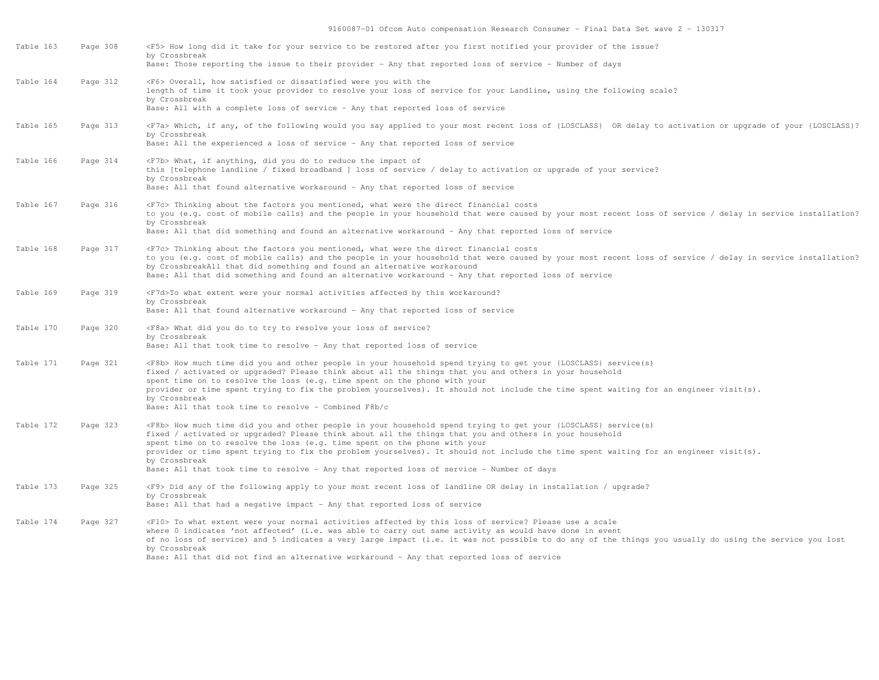| | | |
|---|---|---|
| Table 163 | Page 308 | <F5> How long did it take for your service to be restored after you first notified your provider of the issue?<br>by Crossbreak<br>Base: Those reporting the issue to their provider - Any that reported loss of service - Number of days |
| Table 164 | Page 312 | <F6> Overall, how satisfied or dissatisfied were you with the length of time it took your provider to resolve your loss of service for your Landline, using the following scale?<br>by Crossbreak<br>Base: All with a complete loss of service - Any that reported loss of service |
| Table 165 | Page 313 | <F7a> Which, if any, of the following would you say applied to your most recent loss of {LOSCLASS} OR delay to activation or upgrade of your {LOSCLASS}?<br>by Crossbreak<br>Base: All the experienced a loss of service - Any that reported loss of service |
| Table 166 | Page 314 | <F7b> What, if anything, did you do to reduce the impact of this [telephone landline / fixed broadband ] loss of service / delay to activation or upgrade of your service?<br>by Crossbreak<br>Base: All that found alternative workaround - Any that reported loss of service |
| Table 167 | Page 316 | <F7c> Thinking about the factors you mentioned, what were the direct financial costs to you (e.g. cost of mobile calls) and the people in your household that were caused by your most recent loss of service / delay in service installation?<br>by Crossbreak<br>Base: All that did something and found an alternative workaround - Any that reported loss of service |
| Table 168 | Page 317 | <F7c> Thinking about the factors you mentioned, what were the direct financial costs to you (e.g. cost of mobile calls) and the people in your household that were caused by your most recent loss of service / delay in service installation?<br>by CrossbreakAll that did something and found an alternative workaround<br>Base: All that did something and found an alternative workaround - Any that reported loss of service |
| Table 169 | Page 319 | <F7d>To what extent were your normal activities affected by this workaround?<br>by Crossbreak<br>Base: All that found alternative workaround - Any that reported loss of service |
| Table 170 | Page 320 | <F8a> What did you do to try to resolve your loss of service?<br>by Crossbreak<br>Base: All that took time to resolve - Any that reported loss of service |
| Table 171 | Page 321 | <F8b> How much time did you and other people in your household spend trying to get your {LOSCLASS} service(s) fixed / activated or upgraded? Please think about all the things that you and others in your household spent time on to resolve the loss (e.g. time spent on the phone with your provider or time spent trying to fix the problem yourselves). It should not include the time spent waiting for an engineer visit(s).<br>by Crossbreak<br>Base: All that took time to resolve - Combined F8b/c |
| Table 172 | Page 323 | <F8b> How much time did you and other people in your household spend trying to get your {LOSCLASS} service(s) fixed / activated or upgraded? Please think about all the things that you and others in your household spent time on to resolve the loss (e.g. time spent on the phone with your provider or time spent trying to fix the problem yourselves). It should not include the time spent waiting for an engineer visit(s).<br>by Crossbreak<br>Base: All that took time to resolve - Any that reported loss of service - Number of days |
| Table 173 | Page 325 | <F9> Did any of the following apply to your most recent loss of landline OR delay in installation / upgrade?<br>by Crossbreak<br>Base: All that had a negative impact - Any that reported loss of service |
| Table 174 | Page 327 | <F10> To what extent were your normal activities affected by this loss of service? Please use a scale where 0 indicates 'not affected' (i.e. was able to carry out same activity as would have done in event of no loss of service) and 5 indicates a very large impact (i.e. it was not possible to do any of the things you usually do using the service you lost<br>by Crossbreak<br>Base: All that did not find an alternative workaround - Any that reported loss of service |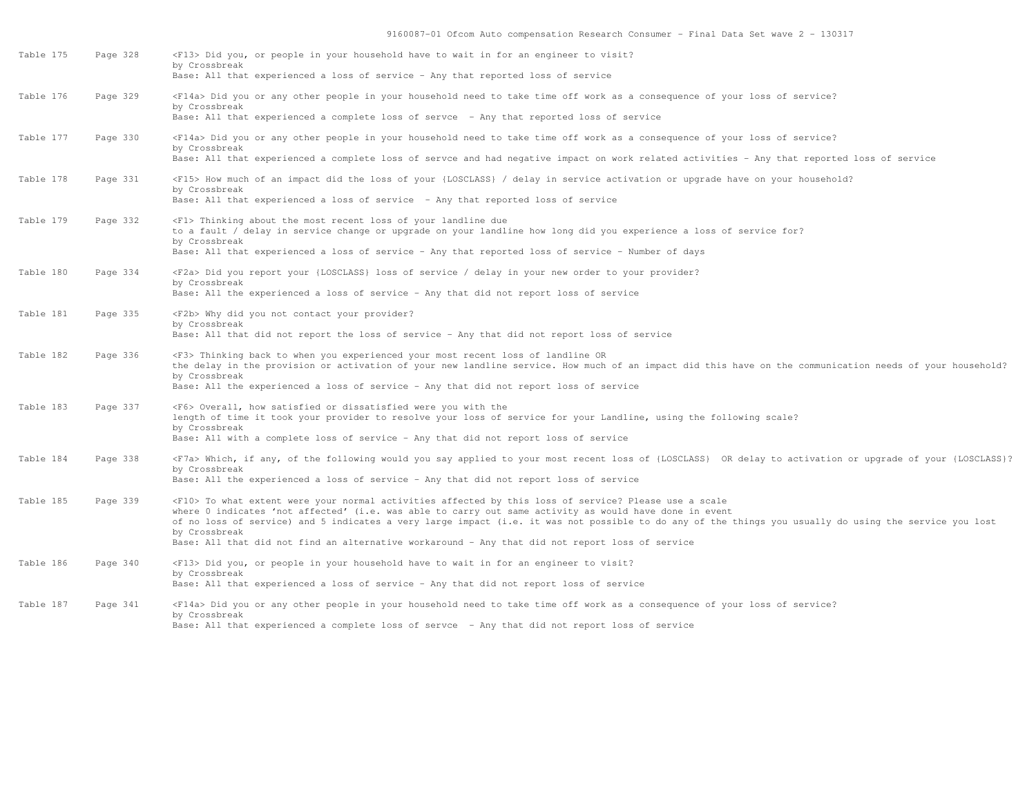| Table | Page | Description |
|---|---|---|
| Table 175 | Page 328 | <F13> Did you, or people in your household have to wait in for an engineer to visit?<br>by Crossbreak<br>Base: All that experienced a loss of service - Any that reported loss of service |
| Table 176 | Page 329 | <F14a> Did you or any other people in your household need to take time off work as a consequence of your loss of service?<br>by Crossbreak<br>Base: All that experienced a complete loss of servce - Any that reported loss of service |
| Table 177 | Page 330 | <F14a> Did you or any other people in your household need to take time off work as a consequence of your loss of service?<br>by Crossbreak<br>Base: All that experienced a complete loss of servce and had negative impact on work related activities - Any that reported loss of service |
| Table 178 | Page 331 | <F15> How much of an impact did the loss of your {LOSCLASS} / delay in service activation or upgrade have on your household?<br>by Crossbreak<br>Base: All that experienced a loss of service - Any that reported loss of service |
| Table 179 | Page 332 | <F1> Thinking about the most recent loss of your landline due to a fault / delay in service change or upgrade on your landline how long did you experience a loss of service for?<br>by Crossbreak<br>Base: All that experienced a loss of service - Any that reported loss of service - Number of days |
| Table 180 | Page 334 | <F2a> Did you report your {LOSCLASS} loss of service / delay in your new order to your provider?<br>by Crossbreak<br>Base: All the experienced a loss of service - Any that did not report loss of service |
| Table 181 | Page 335 | <F2b> Why did you not contact your provider?<br>by Crossbreak<br>Base: All that did not report the loss of service - Any that did not report loss of service |
| Table 182 | Page 336 | <F3> Thinking back to when you experienced your most recent loss of landline OR the delay in the provision or activation of your new landline service. How much of an impact did this have on the communication needs of your household?<br>by Crossbreak<br>Base: All the experienced a loss of service - Any that did not report loss of service |
| Table 183 | Page 337 | <F6> Overall, how satisfied or dissatisfied were you with the length of time it took your provider to resolve your loss of service for your Landline, using the following scale?<br>by Crossbreak<br>Base: All with a complete loss of service - Any that did not report loss of service |
| Table 184 | Page 338 | <F7a> Which, if any, of the following would you say applied to your most recent loss of {LOSCLASS} OR delay to activation or upgrade of your {LOSCLASS}?<br>by Crossbreak<br>Base: All the experienced a loss of service - Any that did not report loss of service |
| Table 185 | Page 339 | <F10> To what extent were your normal activities affected by this loss of service? Please use a scale where 0 indicates 'not affected' (i.e. was able to carry out same activity as would have done in event of no loss of service) and 5 indicates a very large impact (i.e. it was not possible to do any of the things you usually do using the service you lost<br>by Crossbreak<br>Base: All that did not find an alternative workaround - Any that did not report loss of service |
| Table 186 | Page 340 | <F13> Did you, or people in your household have to wait in for an engineer to visit?<br>by Crossbreak<br>Base: All that experienced a loss of service - Any that did not report loss of service |
| Table 187 | Page 341 | <F14a> Did you or any other people in your household need to take time off work as a consequence of your loss of service?<br>by Crossbreak<br>Base: All that experienced a complete loss of servce - Any that did not report loss of service |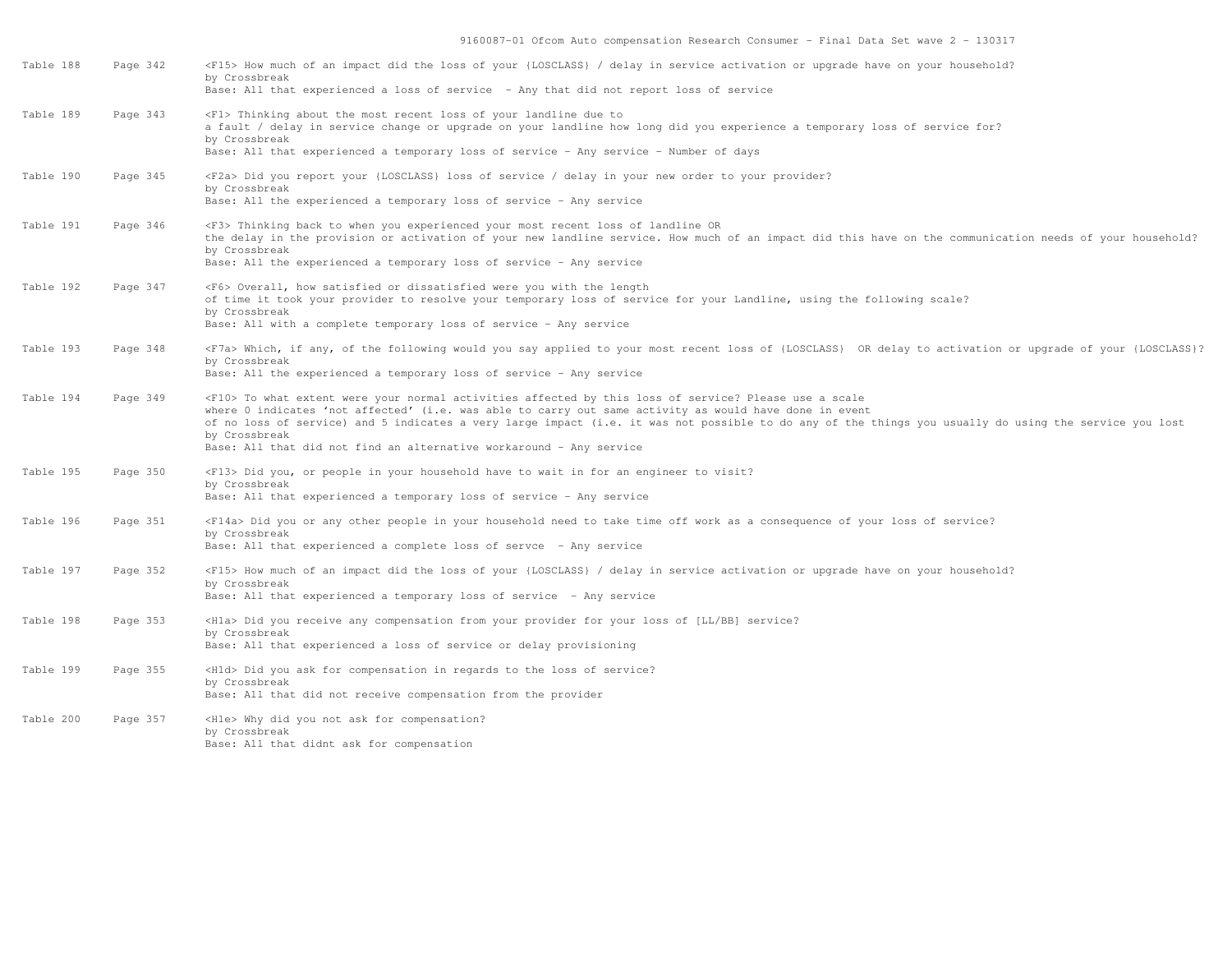| Table | Page | Description |
|---|---|---|
| Table 188 | Page 342 | <F15> How much of an impact did the loss of your {LOSCLASS} / delay in service activation or upgrade have on your household?<br>by Crossbreak<br>Base: All that experienced a loss of service - Any that did not report loss of service |
| Table 189 | Page 343 | <F1> Thinking about the most recent loss of your landline due to a fault / delay in service change or upgrade on your landline how long did you experience a temporary loss of service for?<br>by Crossbreak<br>Base: All that experienced a temporary loss of service - Any service - Number of days |
| Table 190 | Page 345 | <F2a> Did you report your {LOSCLASS} loss of service / delay in your new order to your provider?<br>by Crossbreak<br>Base: All the experienced a temporary loss of service - Any service |
| Table 191 | Page 346 | <F3> Thinking back to when you experienced your most recent loss of landline OR the delay in the provision or activation of your new landline service. How much of an impact did this have on the communication needs of your household?<br>by Crossbreak<br>Base: All the experienced a temporary loss of service - Any service |
| Table 192 | Page 347 | <F6> Overall, how satisfied or dissatisfied were you with the length of time it took your provider to resolve your temporary loss of service for your Landline, using the following scale?<br>by Crossbreak<br>Base: All with a complete temporary loss of service - Any service |
| Table 193 | Page 348 | <F7a> Which, if any, of the following would you say applied to your most recent loss of {LOSCLASS} OR delay to activation or upgrade of your {LOSCLASS}?<br>by Crossbreak<br>Base: All the experienced a temporary loss of service - Any service |
| Table 194 | Page 349 | <F10> To what extent were your normal activities affected by this loss of service? Please use a scale where 0 indicates 'not affected' (i.e. was able to carry out same activity as would have done in event of no loss of service) and 5 indicates a very large impact (i.e. it was not possible to do any of the things you usually do using the service you lost<br>by Crossbreak<br>Base: All that did not find an alternative workaround - Any service |
| Table 195 | Page 350 | <F13> Did you, or people in your household have to wait in for an engineer to visit?<br>by Crossbreak<br>Base: All that experienced a temporary loss of service - Any service |
| Table 196 | Page 351 | <F14a> Did you or any other people in your household need to take time off work as a consequence of your loss of service?<br>by Crossbreak<br>Base: All that experienced a complete loss of servce - Any service |
| Table 197 | Page 352 | <F15> How much of an impact did the loss of your {LOSCLASS} / delay in service activation or upgrade have on your household?<br>by Crossbreak<br>Base: All that experienced a temporary loss of service - Any service |
| Table 198 | Page 353 | <H1a> Did you receive any compensation from your provider for your loss of [LL/BB] service?<br>by Crossbreak<br>Base: All that experienced a loss of service or delay provisioning |
| Table 199 | Page 355 | <H1d> Did you ask for compensation in regards to the loss of service?<br>by Crossbreak<br>Base: All that did not receive compensation from the provider |
| Table 200 | Page 357 | <H1e> Why did you not ask for compensation?<br>by Crossbreak<br>Base: All that didnt ask for compensation |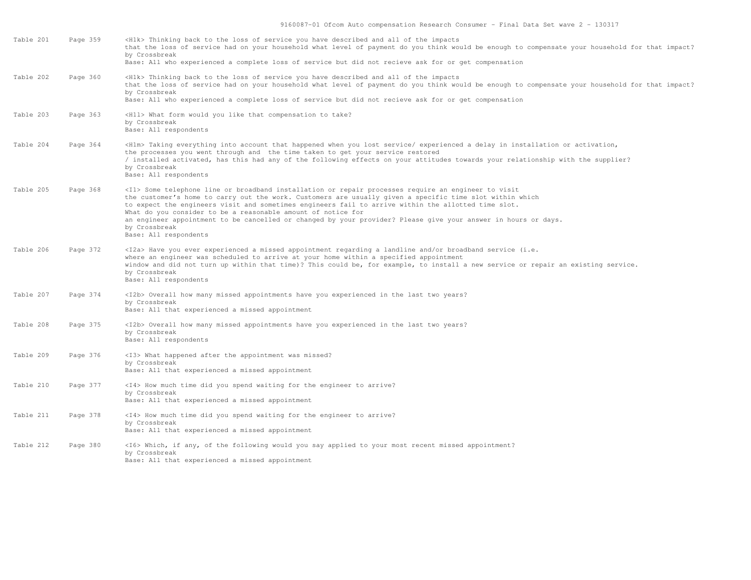| Table | Page | Description |
|---|---|---|
| Table 201 | Page 359 | <H1k> Thinking back to the loss of service you have described and all of the impacts that the loss of service had on your household what level of payment do you think would be enough to compensate your household for that impact? by Crossbreak Base: All who experienced a complete loss of service but did not recieve ask for or get compensation |
| Table 202 | Page 360 | <H1k> Thinking back to the loss of service you have described and all of the impacts that the loss of service had on your household what level of payment do you think would be enough to compensate your household for that impact? by Crossbreak Base: All who experienced a complete loss of service but did not recieve ask for or get compensation |
| Table 203 | Page 363 | <H1l> What form would you like that compensation to take? by Crossbreak Base: All respondents |
| Table 204 | Page 364 | <H1m> Taking everything into account that happened when you lost service/ experienced a delay in installation or activation, the processes you went through and the time taken to get your service restored / installed activated, has this had any of the following effects on your attitudes towards your relationship with the supplier? by Crossbreak Base: All respondents |
| Table 205 | Page 368 | <I1> Some telephone line or broadband installation or repair processes require an engineer to visit the customer's home to carry out the work. Customers are usually given a specific time slot within which to expect the engineers visit and sometimes engineers fail to arrive within the allotted time slot. What do you consider to be a reasonable amount of notice for an engineer appointment to be cancelled or changed by your provider? Please give your answer in hours or days. by Crossbreak Base: All respondents |
| Table 206 | Page 372 | <I2a> Have you ever experienced a missed appointment regarding a landline and/or broadband service (i.e. where an engineer was scheduled to arrive at your home within a specified appointment window and did not turn up within that time)? This could be, for example, to install a new service or repair an existing service. by Crossbreak Base: All respondents |
| Table 207 | Page 374 | <I2b> Overall how many missed appointments have you experienced in the last two years? by Crossbreak Base: All that experienced a missed appointment |
| Table 208 | Page 375 | <I2b> Overall how many missed appointments have you experienced in the last two years? by Crossbreak Base: All respondents |
| Table 209 | Page 376 | <I3> What happened after the appointment was missed? by Crossbreak Base: All that experienced a missed appointment |
| Table 210 | Page 377 | <I4> How much time did you spend waiting for the engineer to arrive? by Crossbreak Base: All that experienced a missed appointment |
| Table 211 | Page 378 | <I4> How much time did you spend waiting for the engineer to arrive? by Crossbreak Base: All that experienced a missed appointment |
| Table 212 | Page 380 | <I6> Which, if any, of the following would you say applied to your most recent missed appointment? by Crossbreak Base: All that experienced a missed appointment |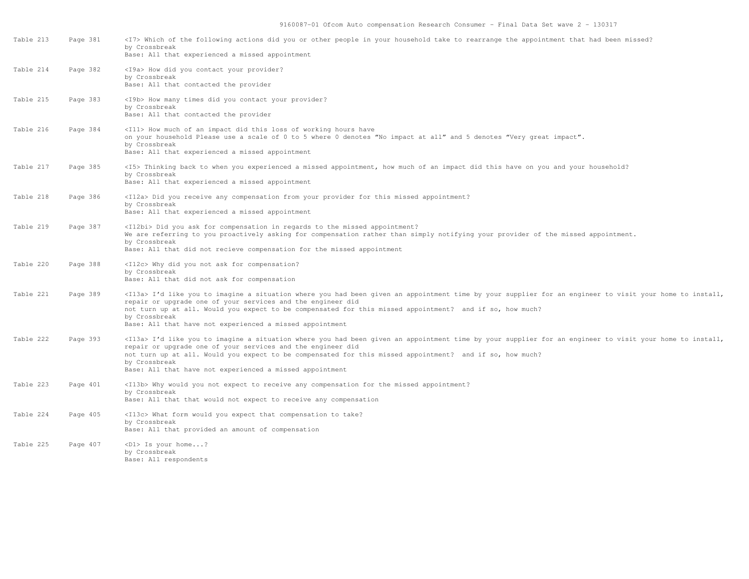| | | |
|---|---|---|
| Table 213 | Page 381 | <I7> Which of the following actions did you or other people in your household take to rearrange the appointment that had been missed?<br>by Crossbreak<br>Base: All that experienced a missed appointment |
| Table 214 | Page 382 | <I9a> How did you contact your provider?<br>by Crossbreak<br>Base: All that contacted the provider |
| Table 215 | Page 383 | <I9b> How many times did you contact your provider?<br>by Crossbreak<br>Base: All that contacted the provider |
| Table 216 | Page 384 | <I11> How much of an impact did this loss of working hours have<br>on your household Please use a scale of 0 to 5 where 0 denotes "No impact at all" and 5 denotes "Very great impact".<br>by Crossbreak<br>Base: All that experienced a missed appointment |
| Table 217 | Page 385 | <I5> Thinking back to when you experienced a missed appointment, how much of an impact did this have on you and your household?<br>by Crossbreak<br>Base: All that experienced a missed appointment |
| Table 218 | Page 386 | <I12a> Did you receive any compensation from your provider for this missed appointment?<br>by Crossbreak<br>Base: All that experienced a missed appointment |
| Table 219 | Page 387 | <I12bi> Did you ask for compensation in regards to the missed appointment?<br>We are referring to you proactively asking for compensation rather than simply notifying your provider of the missed appointment.<br>by Crossbreak<br>Base: All that did not recieve compensation for the missed appointment |
| Table 220 | Page 388 | <I12c> Why did you not ask for compensation?<br>by Crossbreak<br>Base: All that did not ask for compensation |
| Table 221 | Page 389 | <I13a> I'd like you to imagine a situation where you had been given an appointment time by your supplier for an engineer to visit your home to install, repair or upgrade one of your services and the engineer did<br>not turn up at all. Would you expect to be compensated for this missed appointment? and if so, how much?<br>by Crossbreak<br>Base: All that have not experienced a missed appointment |
| Table 222 | Page 393 | <I13a> I'd like you to imagine a situation where you had been given an appointment time by your supplier for an engineer to visit your home to install, repair or upgrade one of your services and the engineer did<br>not turn up at all. Would you expect to be compensated for this missed appointment? and if so, how much?<br>by Crossbreak<br>Base: All that have not experienced a missed appointment |
| Table 223 | Page 401 | <I13b> Why would you not expect to receive any compensation for the missed appointment?<br>by Crossbreak<br>Base: All that that would not expect to receive any compensation |
| Table 224 | Page 405 | <I13c> What form would you expect that compensation to take?<br>by Crossbreak<br>Base: All that provided an amount of compensation |
| Table 225 | Page 407 | <D1> Is your home...?<br>by Crossbreak<br>Base: All respondents |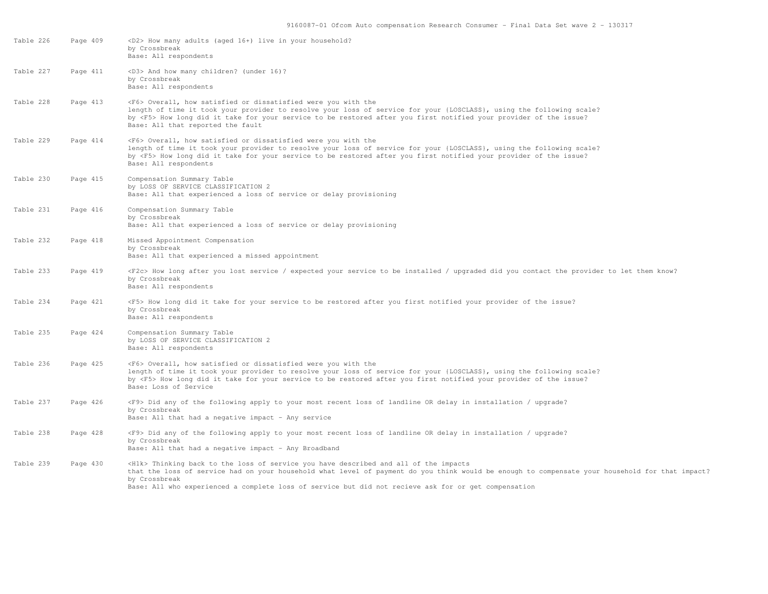| Table | Page | Description |
|---|---|---|
| Table 226 | Page 409 | <D2> How many adults (aged 16+) live in your household?<br>by Crossbreak<br>Base: All respondents |
| Table 227 | Page 411 | <D3> And how many children? (under 16)?<br>by Crossbreak<br>Base: All respondents |
| Table 228 | Page 413 | <F6> Overall, how satisfied or dissatisfied were you with the length of time it took your provider to resolve your loss of service for your {LOSCLASS}, using the following scale?<br>by <F5> How long did it take for your service to be restored after you first notified your provider of the issue?<br>Base: All that reported the fault |
| Table 229 | Page 414 | <F6> Overall, how satisfied or dissatisfied were you with the length of time it took your provider to resolve your loss of service for your {LOSCLASS}, using the following scale?<br>by <F5> How long did it take for your service to be restored after you first notified your provider of the issue?<br>Base: All respondents |
| Table 230 | Page 415 | Compensation Summary Table<br>by LOSS OF SERVICE CLASSIFICATION 2<br>Base: All that experienced a loss of service or delay provisioning |
| Table 231 | Page 416 | Compensation Summary Table<br>by Crossbreak<br>Base: All that experienced a loss of service or delay provisioning |
| Table 232 | Page 418 | Missed Appointment Compensation<br>by Crossbreak<br>Base: All that experienced a missed appointment |
| Table 233 | Page 419 | <F2c> How long after you lost service / expected your service to be installed / upgraded did you contact the provider to let them know?<br>by Crossbreak<br>Base: All respondents |
| Table 234 | Page 421 | <F5> How long did it take for your service to be restored after you first notified your provider of the issue?<br>by Crossbreak<br>Base: All respondents |
| Table 235 | Page 424 | Compensation Summary Table<br>by LOSS OF SERVICE CLASSIFICATION 2<br>Base: All respondents |
| Table 236 | Page 425 | <F6> Overall, how satisfied or dissatisfied were you with the length of time it took your provider to resolve your loss of service for your {LOSCLASS}, using the following scale?<br>by <F5> How long did it take for your service to be restored after you first notified your provider of the issue?<br>Base: Loss of Service |
| Table 237 | Page 426 | <F9> Did any of the following apply to your most recent loss of landline OR delay in installation / upgrade?<br>by Crossbreak<br>Base: All that had a negative impact - Any service |
| Table 238 | Page 428 | <F9> Did any of the following apply to your most recent loss of landline OR delay in installation / upgrade?<br>by Crossbreak<br>Base: All that had a negative impact - Any Broadband |
| Table 239 | Page 430 | <H1k> Thinking back to the loss of service you have described and all of the impacts that the loss of service had on your household what level of payment do you think would be enough to compensate your household for that impact?<br>by Crossbreak<br>Base: All who experienced a complete loss of service but did not recieve ask for or get compensation |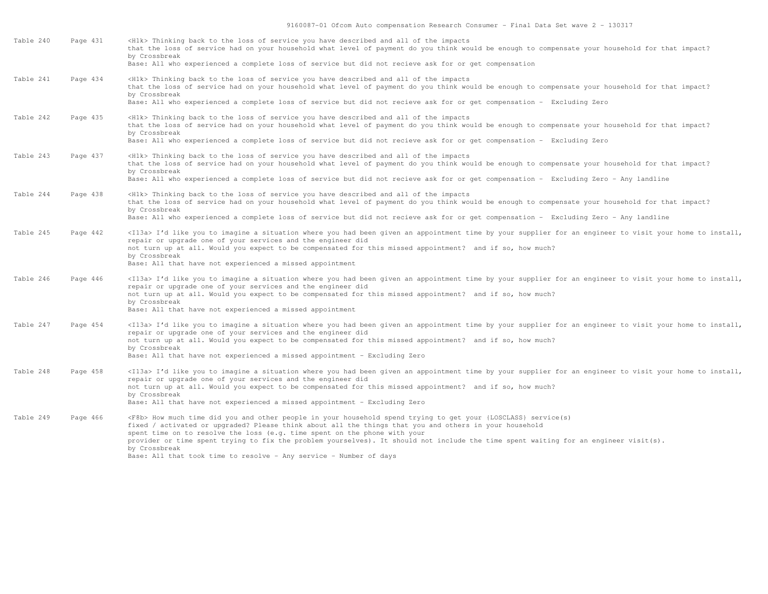| Table | Page | Description |
|---|---|---|
| Table 240 | Page 431 | <H1k> Thinking back to the loss of service you have described and all of the impacts that the loss of service had on your household what level of payment do you think would be enough to compensate your household for that impact? by Crossbreak Base: All who experienced a complete loss of service but did not recieve ask for or get compensation |
| Table 241 | Page 434 | <H1k> Thinking back to the loss of service you have described and all of the impacts that the loss of service had on your household what level of payment do you think would be enough to compensate your household for that impact? by Crossbreak Base: All who experienced a complete loss of service but did not recieve ask for or get compensation - Excluding Zero |
| Table 242 | Page 435 | <H1k> Thinking back to the loss of service you have described and all of the impacts that the loss of service had on your household what level of payment do you think would be enough to compensate your household for that impact? by Crossbreak Base: All who experienced a complete loss of service but did not recieve ask for or get compensation - Excluding Zero |
| Table 243 | Page 437 | <H1k> Thinking back to the loss of service you have described and all of the impacts that the loss of service had on your household what level of payment do you think would be enough to compensate your household for that impact? by Crossbreak Base: All who experienced a complete loss of service but did not recieve ask for or get compensation - Excluding Zero - Any landline |
| Table 244 | Page 438 | <H1k> Thinking back to the loss of service you have described and all of the impacts that the loss of service had on your household what level of payment do you think would be enough to compensate your household for that impact? by Crossbreak Base: All who experienced a complete loss of service but did not recieve ask for or get compensation - Excluding Zero - Any landline |
| Table 245 | Page 442 | <I13a> I'd like you to imagine a situation where you had been given an appointment time by your supplier for an engineer to visit your home to install, repair or upgrade one of your services and the engineer did not turn up at all. Would you expect to be compensated for this missed appointment? and if so, how much? by Crossbreak Base: All that have not experienced a missed appointment |
| Table 246 | Page 446 | <I13a> I'd like you to imagine a situation where you had been given an appointment time by your supplier for an engineer to visit your home to install, repair or upgrade one of your services and the engineer did not turn up at all. Would you expect to be compensated for this missed appointment? and if so, how much? by Crossbreak Base: All that have not experienced a missed appointment |
| Table 247 | Page 454 | <I13a> I'd like you to imagine a situation where you had been given an appointment time by your supplier for an engineer to visit your home to install, repair or upgrade one of your services and the engineer did not turn up at all. Would you expect to be compensated for this missed appointment? and if so, how much? by Crossbreak Base: All that have not experienced a missed appointment - Excluding Zero |
| Table 248 | Page 458 | <I13a> I'd like you to imagine a situation where you had been given an appointment time by your supplier for an engineer to visit your home to install, repair or upgrade one of your services and the engineer did not turn up at all. Would you expect to be compensated for this missed appointment? and if so, how much? by Crossbreak Base: All that have not experienced a missed appointment - Excluding Zero |
| Table 249 | Page 466 | <F8b> How much time did you and other people in your household spend trying to get your {LOSCLASS} service(s) fixed / activated or upgraded? Please think about all the things that you and others in your household spent time on to resolve the loss (e.g. time spent on the phone with your provider or time spent trying to fix the problem yourselves). It should not include the time spent waiting for an engineer visit(s). by Crossbreak Base: All that took time to resolve - Any service - Number of days |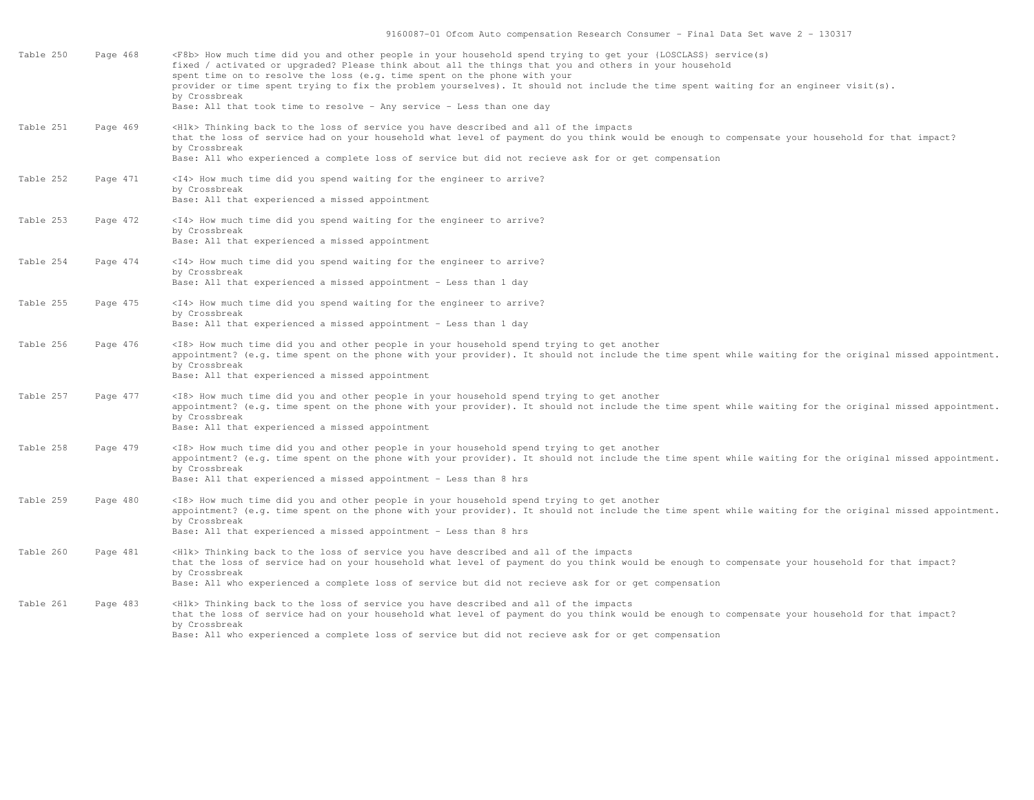| | | |
|---|---|---|
| Table 250 | Page 468 | <F8b> How much time did you and other people in your household spend trying to get your {LOSCLASS} service(s) fixed / activated or upgraded? Please think about all the things that you and others in your household spent time on to resolve the loss (e.g. time spent on the phone with your provider or time spent trying to fix the problem yourselves). It should not include the time spent waiting for an engineer visit(s).<br>by Crossbreak<br>Base: All that took time to resolve - Any service - Less than one day |
| Table 251 | Page 469 | <H1k> Thinking back to the loss of service you have described and all of the impacts that the loss of service had on your household what level of payment do you think would be enough to compensate your household for that impact?<br>by Crossbreak<br>Base: All who experienced a complete loss of service but did not recieve ask for or get compensation |
| Table 252 | Page 471 | <I4> How much time did you spend waiting for the engineer to arrive?<br>by Crossbreak<br>Base: All that experienced a missed appointment |
| Table 253 | Page 472 | <I4> How much time did you spend waiting for the engineer to arrive?<br>by Crossbreak<br>Base: All that experienced a missed appointment |
| Table 254 | Page 474 | <I4> How much time did you spend waiting for the engineer to arrive?<br>by Crossbreak<br>Base: All that experienced a missed appointment - Less than 1 day |
| Table 255 | Page 475 | <I4> How much time did you spend waiting for the engineer to arrive?<br>by Crossbreak<br>Base: All that experienced a missed appointment - Less than 1 day |
| Table 256 | Page 476 | <I8> How much time did you and other people in your household spend trying to get another appointment? (e.g. time spent on the phone with your provider). It should not include the time spent while waiting for the original missed appointment.<br>by Crossbreak<br>Base: All that experienced a missed appointment |
| Table 257 | Page 477 | <I8> How much time did you and other people in your household spend trying to get another appointment? (e.g. time spent on the phone with your provider). It should not include the time spent while waiting for the original missed appointment.<br>by Crossbreak<br>Base: All that experienced a missed appointment |
| Table 258 | Page 479 | <I8> How much time did you and other people in your household spend trying to get another appointment? (e.g. time spent on the phone with your provider). It should not include the time spent while waiting for the original missed appointment.<br>by Crossbreak<br>Base: All that experienced a missed appointment - Less than 8 hrs |
| Table 259 | Page 480 | <I8> How much time did you and other people in your household spend trying to get another appointment? (e.g. time spent on the phone with your provider). It should not include the time spent while waiting for the original missed appointment.<br>by Crossbreak<br>Base: All that experienced a missed appointment - Less than 8 hrs |
| Table 260 | Page 481 | <H1k> Thinking back to the loss of service you have described and all of the impacts that the loss of service had on your household what level of payment do you think would be enough to compensate your household for that impact?<br>by Crossbreak<br>Base: All who experienced a complete loss of service but did not recieve ask for or get compensation |
| Table 261 | Page 483 | <H1k> Thinking back to the loss of service you have described and all of the impacts that the loss of service had on your household what level of payment do you think would be enough to compensate your household for that impact?<br>by Crossbreak<br>Base: All who experienced a complete loss of service but did not recieve ask for or get compensation |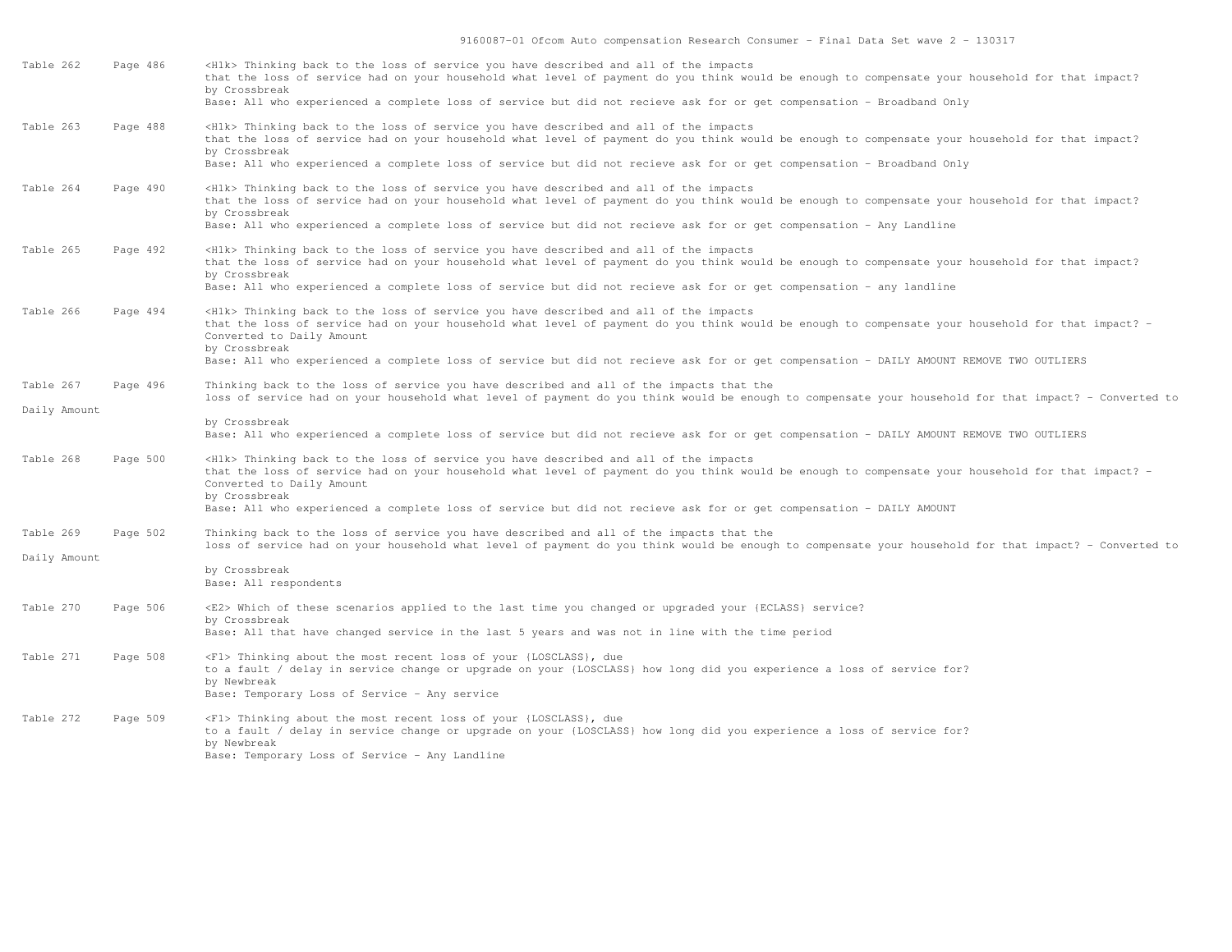| | | |
|---|---|---|
| Table 262 | Page 486 | <H1k> Thinking back to the loss of service you have described and all of the impacts that the loss of service had on your household what level of payment do you think would be enough to compensate your household for that impact? by Crossbreak Base: All who experienced a complete loss of service but did not recieve ask for or get compensation - Broadband Only |
| Table 263 | Page 488 | <H1k> Thinking back to the loss of service you have described and all of the impacts that the loss of service had on your household what level of payment do you think would be enough to compensate your household for that impact? by Crossbreak Base: All who experienced a complete loss of service but did not recieve ask for or get compensation - Broadband Only |
| Table 264 | Page 490 | <H1k> Thinking back to the loss of service you have described and all of the impacts that the loss of service had on your household what level of payment do you think would be enough to compensate your household for that impact? by Crossbreak Base: All who experienced a complete loss of service but did not recieve ask for or get compensation - Any Landline |
| Table 265 | Page 492 | <H1k> Thinking back to the loss of service you have described and all of the impacts that the loss of service had on your household what level of payment do you think would be enough to compensate your household for that impact? by Crossbreak Base: All who experienced a complete loss of service but did not recieve ask for or get compensation - any landline |
| Table 266 | Page 494 | <H1k> Thinking back to the loss of service you have described and all of the impacts that the loss of service had on your household what level of payment do you think would be enough to compensate your household for that impact? - Converted to Daily Amount by Crossbreak Base: All who experienced a complete loss of service but did not recieve ask for or get compensation - DAILY AMOUNT REMOVE TWO OUTLIERS |
| Table 267 | Page 496 | Thinking back to the loss of service you have described and all of the impacts that the loss of service had on your household what level of payment do you think would be enough to compensate your household for that impact? - Converted to Daily Amount by Crossbreak Base: All who experienced a complete loss of service but did not recieve ask for or get compensation - DAILY AMOUNT REMOVE TWO OUTLIERS |
| Table 268 | Page 500 | <H1k> Thinking back to the loss of service you have described and all of the impacts that the loss of service had on your household what level of payment do you think would be enough to compensate your household for that impact? - Converted to Daily Amount by Crossbreak Base: All who experienced a complete loss of service but did not recieve ask for or get compensation - DAILY AMOUNT |
| Table 269 | Page 502 | Thinking back to the loss of service you have described and all of the impacts that the loss of service had on your household what level of payment do you think would be enough to compensate your household for that impact? - Converted to Daily Amount by Crossbreak Base: All respondents |
| Table 270 | Page 506 | <E2> Which of these scenarios applied to the last time you changed or upgraded your {ECLASS} service? by Crossbreak Base: All that have changed service in the last 5 years and was not in line with the time period |
| Table 271 | Page 508 | <F1> Thinking about the most recent loss of your {LOSCLASS}, due to a fault / delay in service change or upgrade on your {LOSCLASS} how long did you experience a loss of service for? by Newbreak Base: Temporary Loss of Service - Any service |
| Table 272 | Page 509 | <F1> Thinking about the most recent loss of your {LOSCLASS}, due to a fault / delay in service change or upgrade on your {LOSCLASS} how long did you experience a loss of service for? by Newbreak Base: Temporary Loss of Service - Any Landline |